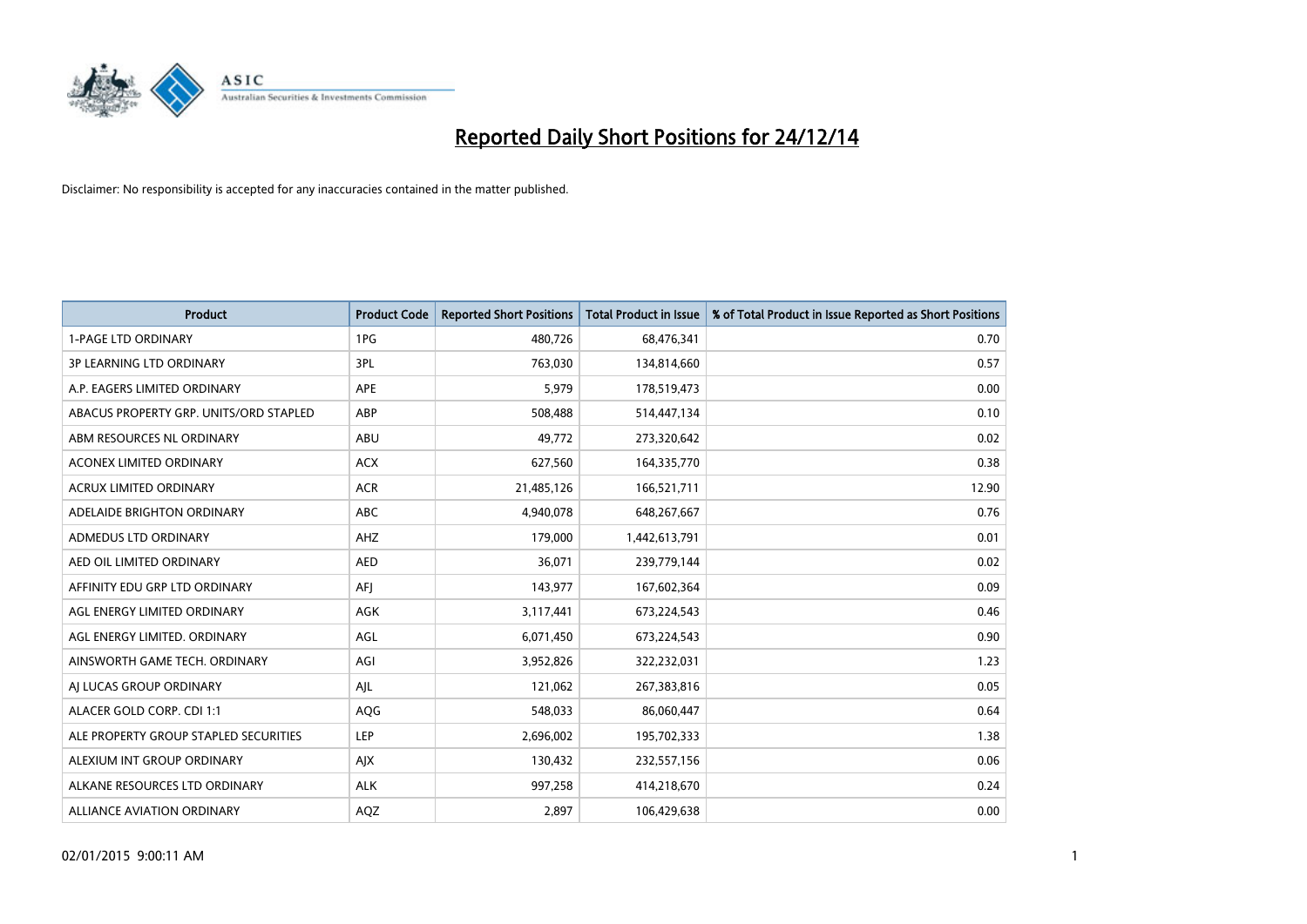# Reported Daily Short Positions for 24/12/14

Disclaimer: No responsibility is accepted for any inaccuracies contained in the matter published.

| Product | Product Code | Reported Short Positions | Total Product in Issue | % of Total Product in Issue Reported as Short Positions |
|---|---|---|---|---|
| 1-PAGE LTD ORDINARY | 1PG | 480,726 | 68,476,341 | 0.70 |
| 3P LEARNING LTD ORDINARY | 3PL | 763,030 | 134,814,660 | 0.57 |
| A.P. EAGERS LIMITED ORDINARY | APE | 5,979 | 178,519,473 | 0.00 |
| ABACUS PROPERTY GRP. UNITS/ORD STAPLED | ABP | 508,488 | 514,447,134 | 0.10 |
| ABM RESOURCES NL ORDINARY | ABU | 49,772 | 273,320,642 | 0.02 |
| ACONEX LIMITED ORDINARY | ACX | 627,560 | 164,335,770 | 0.38 |
| ACRUX LIMITED ORDINARY | ACR | 21,485,126 | 166,521,711 | 12.90 |
| ADELAIDE BRIGHTON ORDINARY | ABC | 4,940,078 | 648,267,667 | 0.76 |
| ADMEDUS LTD ORDINARY | AHZ | 179,000 | 1,442,613,791 | 0.01 |
| AED OIL LIMITED ORDINARY | AED | 36,071 | 239,779,144 | 0.02 |
| AFFINITY EDU GRP LTD ORDINARY | AFJ | 143,977 | 167,602,364 | 0.09 |
| AGL ENERGY LIMITED ORDINARY | AGK | 3,117,441 | 673,224,543 | 0.46 |
| AGL ENERGY LIMITED. ORDINARY | AGL | 6,071,450 | 673,224,543 | 0.90 |
| AINSWORTH GAME TECH. ORDINARY | AGI | 3,952,826 | 322,232,031 | 1.23 |
| AJ LUCAS GROUP ORDINARY | AJL | 121,062 | 267,383,816 | 0.05 |
| ALACER GOLD CORP. CDI 1:1 | AQG | 548,033 | 86,060,447 | 0.64 |
| ALE PROPERTY GROUP STAPLED SECURITIES | LEP | 2,696,002 | 195,702,333 | 1.38 |
| ALEXIUM INT GROUP ORDINARY | AJX | 130,432 | 232,557,156 | 0.06 |
| ALKANE RESOURCES LTD ORDINARY | ALK | 997,258 | 414,218,670 | 0.24 |
| ALLIANCE AVIATION ORDINARY | AQZ | 2,897 | 106,429,638 | 0.00 |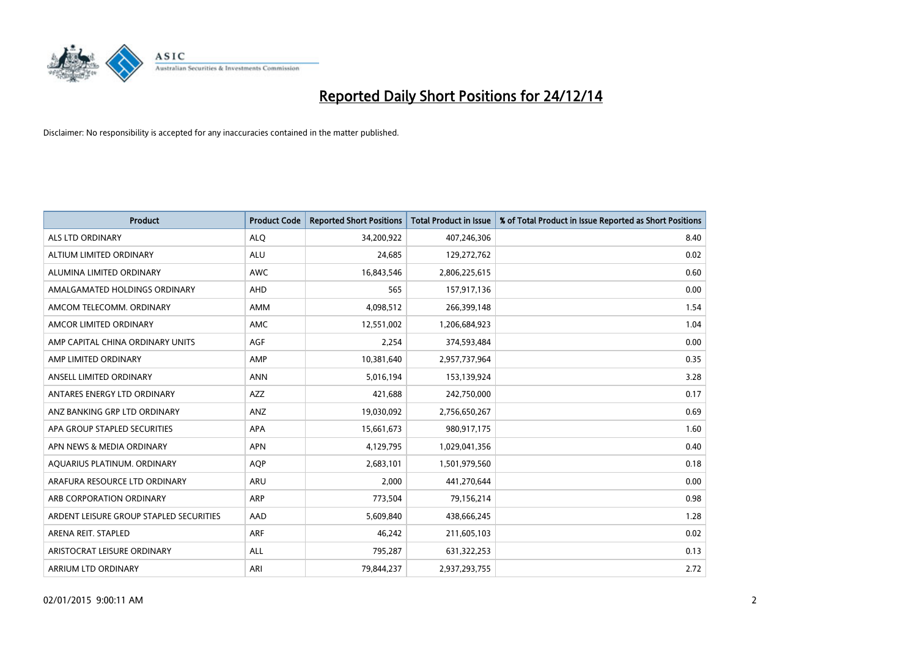# Reported Daily Short Positions for 24/12/14

Disclaimer: No responsibility is accepted for any inaccuracies contained in the matter published.

| Product | Product Code | Reported Short Positions | Total Product in Issue | % of Total Product in Issue Reported as Short Positions |
|---|---|---|---|---|
| ALS LTD ORDINARY | ALQ | 34,200,922 | 407,246,306 | 8.40 |
| ALTIUM LIMITED ORDINARY | ALU | 24,685 | 129,272,762 | 0.02 |
| ALUMINA LIMITED ORDINARY | AWC | 16,843,546 | 2,806,225,615 | 0.60 |
| AMALGAMATED HOLDINGS ORDINARY | AHD | 565 | 157,917,136 | 0.00 |
| AMCOM TELECOMM. ORDINARY | AMM | 4,098,512 | 266,399,148 | 1.54 |
| AMCOR LIMITED ORDINARY | AMC | 12,551,002 | 1,206,684,923 | 1.04 |
| AMP CAPITAL CHINA ORDINARY UNITS | AGF | 2,254 | 374,593,484 | 0.00 |
| AMP LIMITED ORDINARY | AMP | 10,381,640 | 2,957,737,964 | 0.35 |
| ANSELL LIMITED ORDINARY | ANN | 5,016,194 | 153,139,924 | 3.28 |
| ANTARES ENERGY LTD ORDINARY | AZZ | 421,688 | 242,750,000 | 0.17 |
| ANZ BANKING GRP LTD ORDINARY | ANZ | 19,030,092 | 2,756,650,267 | 0.69 |
| APA GROUP STAPLED SECURITIES | APA | 15,661,673 | 980,917,175 | 1.60 |
| APN NEWS & MEDIA ORDINARY | APN | 4,129,795 | 1,029,041,356 | 0.40 |
| AQUARIUS PLATINUM. ORDINARY | AQP | 2,683,101 | 1,501,979,560 | 0.18 |
| ARAFURA RESOURCE LTD ORDINARY | ARU | 2,000 | 441,270,644 | 0.00 |
| ARB CORPORATION ORDINARY | ARP | 773,504 | 79,156,214 | 0.98 |
| ARDENT LEISURE GROUP STAPLED SECURITIES | AAD | 5,609,840 | 438,666,245 | 1.28 |
| ARENA REIT. STAPLED | ARF | 46,242 | 211,605,103 | 0.02 |
| ARISTOCRAT LEISURE ORDINARY | ALL | 795,287 | 631,322,253 | 0.13 |
| ARRIUM LTD ORDINARY | ARI | 79,844,237 | 2,937,293,755 | 2.72 |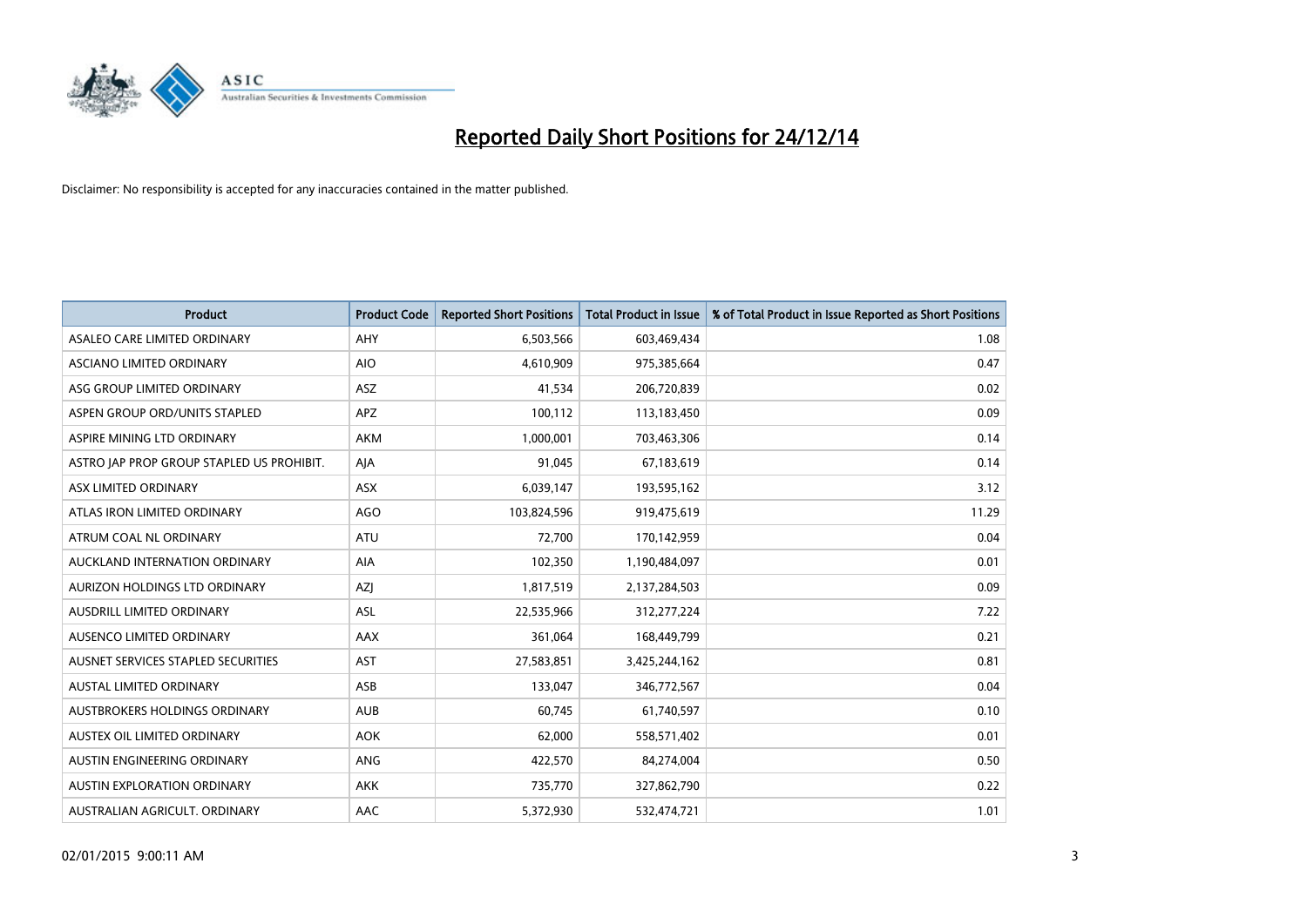# Reported Daily Short Positions for 24/12/14

Disclaimer: No responsibility is accepted for any inaccuracies contained in the matter published.

| Product | Product Code | Reported Short Positions | Total Product in Issue | % of Total Product in Issue Reported as Short Positions |
|---|---|---|---|---|
| ASALEO CARE LIMITED ORDINARY | AHY | 6,503,566 | 603,469,434 | 1.08 |
| ASCIANO LIMITED ORDINARY | AIO | 4,610,909 | 975,385,664 | 0.47 |
| ASG GROUP LIMITED ORDINARY | ASZ | 41,534 | 206,720,839 | 0.02 |
| ASPEN GROUP ORD/UNITS STAPLED | APZ | 100,112 | 113,183,450 | 0.09 |
| ASPIRE MINING LTD ORDINARY | AKM | 1,000,001 | 703,463,306 | 0.14 |
| ASTRO JAP PROP GROUP STAPLED US PROHIBIT. | AJA | 91,045 | 67,183,619 | 0.14 |
| ASX LIMITED ORDINARY | ASX | 6,039,147 | 193,595,162 | 3.12 |
| ATLAS IRON LIMITED ORDINARY | AGO | 103,824,596 | 919,475,619 | 11.29 |
| ATRUM COAL NL ORDINARY | ATU | 72,700 | 170,142,959 | 0.04 |
| AUCKLAND INTERNATION ORDINARY | AIA | 102,350 | 1,190,484,097 | 0.01 |
| AURIZON HOLDINGS LTD ORDINARY | AZJ | 1,817,519 | 2,137,284,503 | 0.09 |
| AUSDRILL LIMITED ORDINARY | ASL | 22,535,966 | 312,277,224 | 7.22 |
| AUSENCO LIMITED ORDINARY | AAX | 361,064 | 168,449,799 | 0.21 |
| AUSNET SERVICES STAPLED SECURITIES | AST | 27,583,851 | 3,425,244,162 | 0.81 |
| AUSTAL LIMITED ORDINARY | ASB | 133,047 | 346,772,567 | 0.04 |
| AUSTBROKERS HOLDINGS ORDINARY | AUB | 60,745 | 61,740,597 | 0.10 |
| AUSTEX OIL LIMITED ORDINARY | AOK | 62,000 | 558,571,402 | 0.01 |
| AUSTIN ENGINEERING ORDINARY | ANG | 422,570 | 84,274,004 | 0.50 |
| AUSTIN EXPLORATION ORDINARY | AKK | 735,770 | 327,862,790 | 0.22 |
| AUSTRALIAN AGRICULT. ORDINARY | AAC | 5,372,930 | 532,474,721 | 1.01 |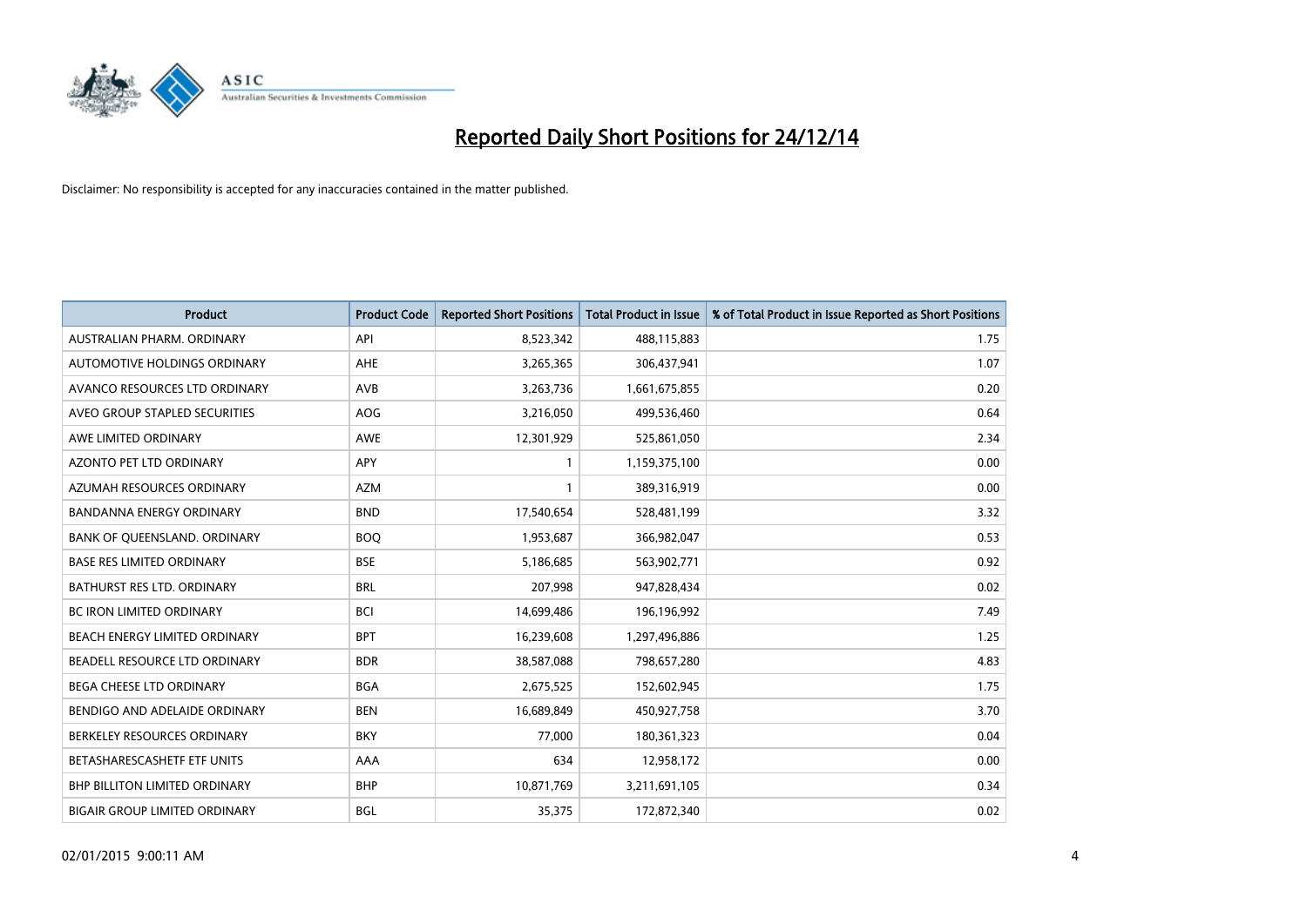# Reported Daily Short Positions for 24/12/14

Disclaimer: No responsibility is accepted for any inaccuracies contained in the matter published.

| Product | Product Code | Reported Short Positions | Total Product in Issue | % of Total Product in Issue Reported as Short Positions |
|---|---|---|---|---|
| AUSTRALIAN PHARM. ORDINARY | API | 8,523,342 | 488,115,883 | 1.75 |
| AUTOMOTIVE HOLDINGS ORDINARY | AHE | 3,265,365 | 306,437,941 | 1.07 |
| AVANCO RESOURCES LTD ORDINARY | AVB | 3,263,736 | 1,661,675,855 | 0.20 |
| AVEO GROUP STAPLED SECURITIES | AOG | 3,216,050 | 499,536,460 | 0.64 |
| AWE LIMITED ORDINARY | AWE | 12,301,929 | 525,861,050 | 2.34 |
| AZONTO PET LTD ORDINARY | APY | 1 | 1,159,375,100 | 0.00 |
| AZUMAH RESOURCES ORDINARY | AZM | 1 | 389,316,919 | 0.00 |
| BANDANNA ENERGY ORDINARY | BND | 17,540,654 | 528,481,199 | 3.32 |
| BANK OF QUEENSLAND. ORDINARY | BOQ | 1,953,687 | 366,982,047 | 0.53 |
| BASE RES LIMITED ORDINARY | BSE | 5,186,685 | 563,902,771 | 0.92 |
| BATHURST RES LTD. ORDINARY | BRL | 207,998 | 947,828,434 | 0.02 |
| BC IRON LIMITED ORDINARY | BCI | 14,699,486 | 196,196,992 | 7.49 |
| BEACH ENERGY LIMITED ORDINARY | BPT | 16,239,608 | 1,297,496,886 | 1.25 |
| BEADELL RESOURCE LTD ORDINARY | BDR | 38,587,088 | 798,657,280 | 4.83 |
| BEGA CHEESE LTD ORDINARY | BGA | 2,675,525 | 152,602,945 | 1.75 |
| BENDIGO AND ADELAIDE ORDINARY | BEN | 16,689,849 | 450,927,758 | 3.70 |
| BERKELEY RESOURCES ORDINARY | BKY | 77,000 | 180,361,323 | 0.04 |
| BETASHARESCASHETF ETF UNITS | AAA | 634 | 12,958,172 | 0.00 |
| BHP BILLITON LIMITED ORDINARY | BHP | 10,871,769 | 3,211,691,105 | 0.34 |
| BIGAIR GROUP LIMITED ORDINARY | BGL | 35,375 | 172,872,340 | 0.02 |

02/01/2015 9:00:11 AM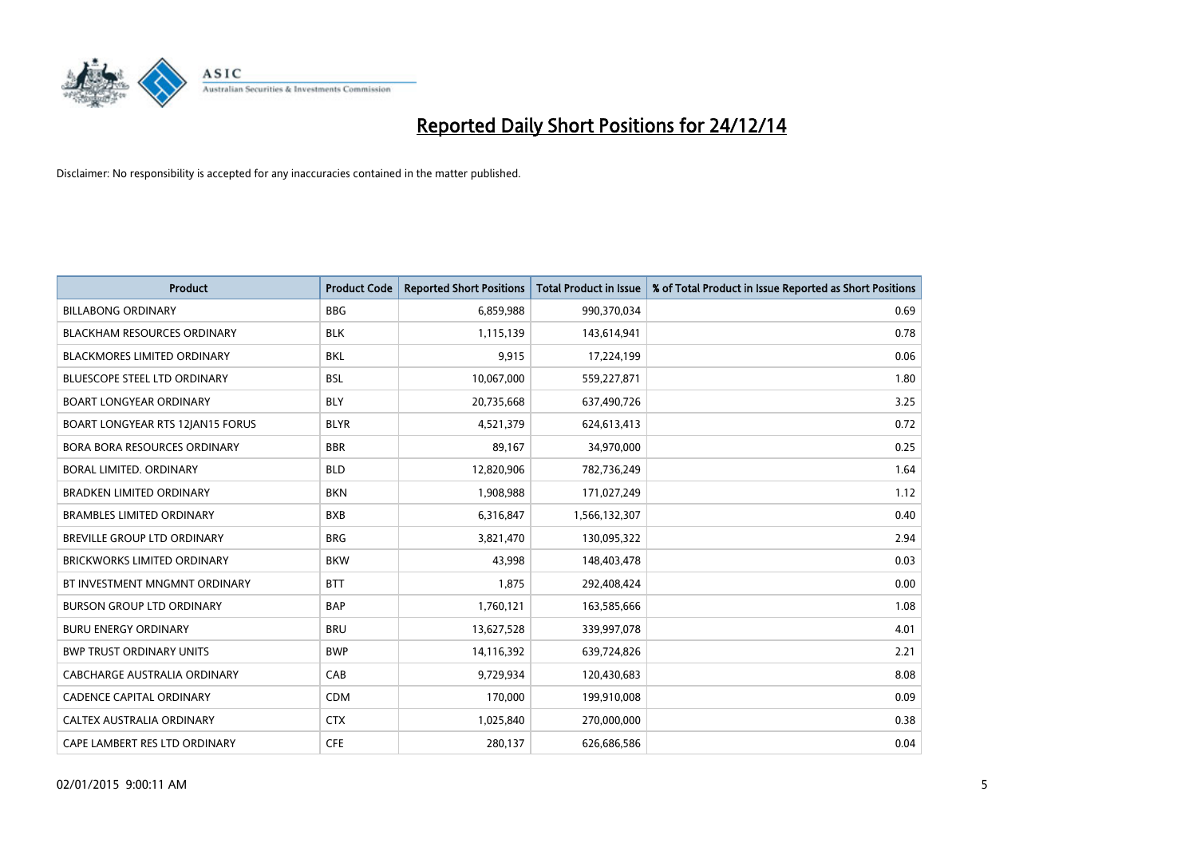# Reported Daily Short Positions for 24/12/14

Disclaimer: No responsibility is accepted for any inaccuracies contained in the matter published.

| Product | Product Code | Reported Short Positions | Total Product in Issue | % of Total Product in Issue Reported as Short Positions |
|---|---|---|---|---|
| BILLABONG ORDINARY | BBG | 6,859,988 | 990,370,034 | 0.69 |
| BLACKHAM RESOURCES ORDINARY | BLK | 1,115,139 | 143,614,941 | 0.78 |
| BLACKMORES LIMITED ORDINARY | BKL | 9,915 | 17,224,199 | 0.06 |
| BLUESCOPE STEEL LTD ORDINARY | BSL | 10,067,000 | 559,227,871 | 1.80 |
| BOART LONGYEAR ORDINARY | BLY | 20,735,668 | 637,490,726 | 3.25 |
| BOART LONGYEAR RTS 12JAN15 FORUS | BLYR | 4,521,379 | 624,613,413 | 0.72 |
| BORA BORA RESOURCES ORDINARY | BBR | 89,167 | 34,970,000 | 0.25 |
| BORAL LIMITED. ORDINARY | BLD | 12,820,906 | 782,736,249 | 1.64 |
| BRADKEN LIMITED ORDINARY | BKN | 1,908,988 | 171,027,249 | 1.12 |
| BRAMBLES LIMITED ORDINARY | BXB | 6,316,847 | 1,566,132,307 | 0.40 |
| BREVILLE GROUP LTD ORDINARY | BRG | 3,821,470 | 130,095,322 | 2.94 |
| BRICKWORKS LIMITED ORDINARY | BKW | 43,998 | 148,403,478 | 0.03 |
| BT INVESTMENT MNGMNT ORDINARY | BTT | 1,875 | 292,408,424 | 0.00 |
| BURSON GROUP LTD ORDINARY | BAP | 1,760,121 | 163,585,666 | 1.08 |
| BURU ENERGY ORDINARY | BRU | 13,627,528 | 339,997,078 | 4.01 |
| BWP TRUST ORDINARY UNITS | BWP | 14,116,392 | 639,724,826 | 2.21 |
| CABCHARGE AUSTRALIA ORDINARY | CAB | 9,729,934 | 120,430,683 | 8.08 |
| CADENCE CAPITAL ORDINARY | CDM | 170,000 | 199,910,008 | 0.09 |
| CALTEX AUSTRALIA ORDINARY | CTX | 1,025,840 | 270,000,000 | 0.38 |
| CAPE LAMBERT RES LTD ORDINARY | CFE | 280,137 | 626,686,586 | 0.04 |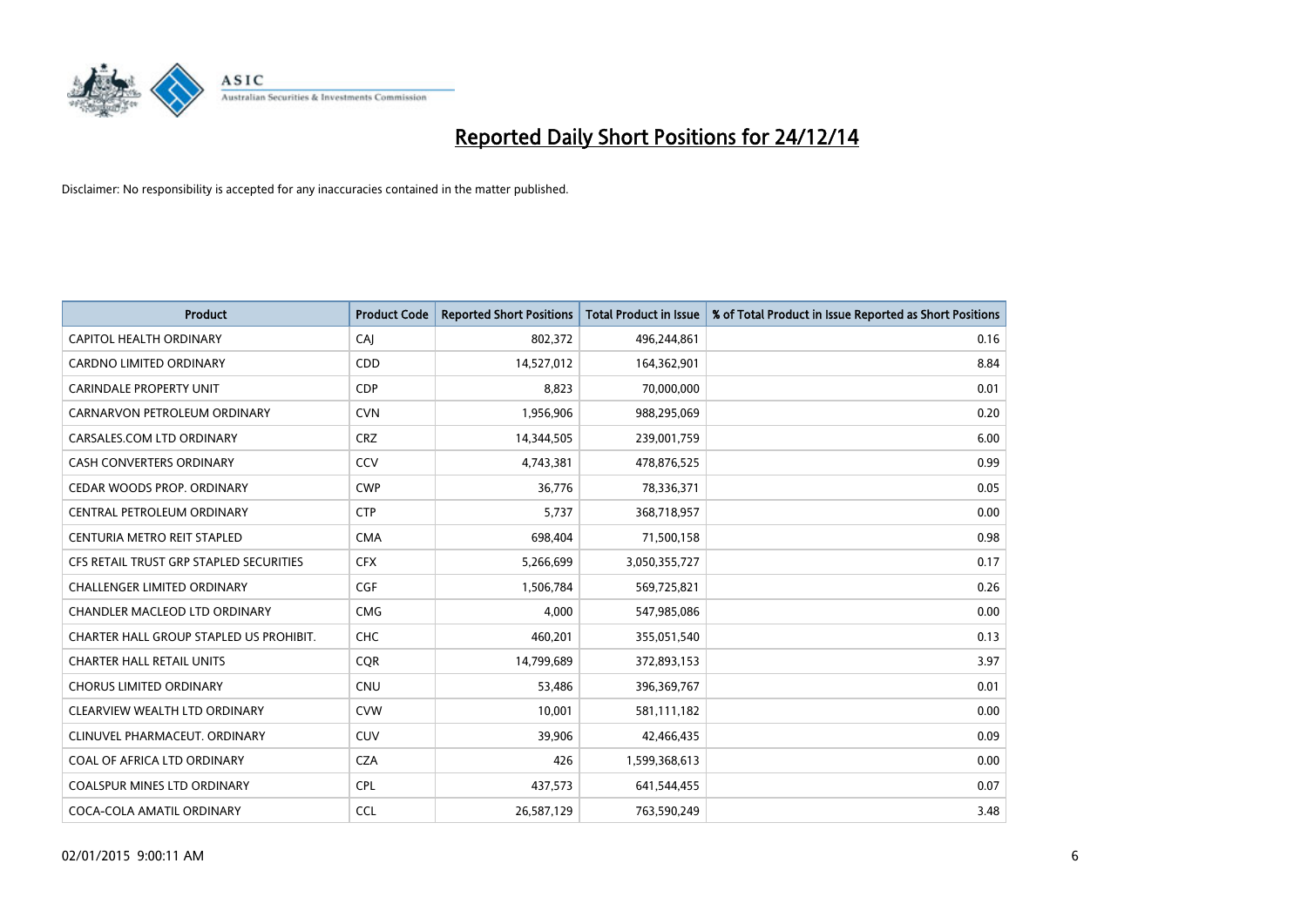# Reported Daily Short Positions for 24/12/14

Disclaimer: No responsibility is accepted for any inaccuracies contained in the matter published.

| Product | Product Code | Reported Short Positions | Total Product in Issue | % of Total Product in Issue Reported as Short Positions |
|---|---|---|---|---|
| CAPITOL HEALTH ORDINARY | CAJ | 802,372 | 496,244,861 | 0.16 |
| CARDNO LIMITED ORDINARY | CDD | 14,527,012 | 164,362,901 | 8.84 |
| CARINDALE PROPERTY UNIT | CDP | 8,823 | 70,000,000 | 0.01 |
| CARNARVON PETROLEUM ORDINARY | CVN | 1,956,906 | 988,295,069 | 0.20 |
| CARSALES.COM LTD ORDINARY | CRZ | 14,344,505 | 239,001,759 | 6.00 |
| CASH CONVERTERS ORDINARY | CCV | 4,743,381 | 478,876,525 | 0.99 |
| CEDAR WOODS PROP. ORDINARY | CWP | 36,776 | 78,336,371 | 0.05 |
| CENTRAL PETROLEUM ORDINARY | CTP | 5,737 | 368,718,957 | 0.00 |
| CENTURIA METRO REIT STAPLED | CMA | 698,404 | 71,500,158 | 0.98 |
| CFS RETAIL TRUST GRP STAPLED SECURITIES | CFX | 5,266,699 | 3,050,355,727 | 0.17 |
| CHALLENGER LIMITED ORDINARY | CGF | 1,506,784 | 569,725,821 | 0.26 |
| CHANDLER MACLEOD LTD ORDINARY | CMG | 4,000 | 547,985,086 | 0.00 |
| CHARTER HALL GROUP STAPLED US PROHIBIT. | CHC | 460,201 | 355,051,540 | 0.13 |
| CHARTER HALL RETAIL UNITS | CQR | 14,799,689 | 372,893,153 | 3.97 |
| CHORUS LIMITED ORDINARY | CNU | 53,486 | 396,369,767 | 0.01 |
| CLEARVIEW WEALTH LTD ORDINARY | CVW | 10,001 | 581,111,182 | 0.00 |
| CLINUVEL PHARMACEUT. ORDINARY | CUV | 39,906 | 42,466,435 | 0.09 |
| COAL OF AFRICA LTD ORDINARY | CZA | 426 | 1,599,368,613 | 0.00 |
| COALSPUR MINES LTD ORDINARY | CPL | 437,573 | 641,544,455 | 0.07 |
| COCA-COLA AMATIL ORDINARY | CCL | 26,587,129 | 763,590,249 | 3.48 |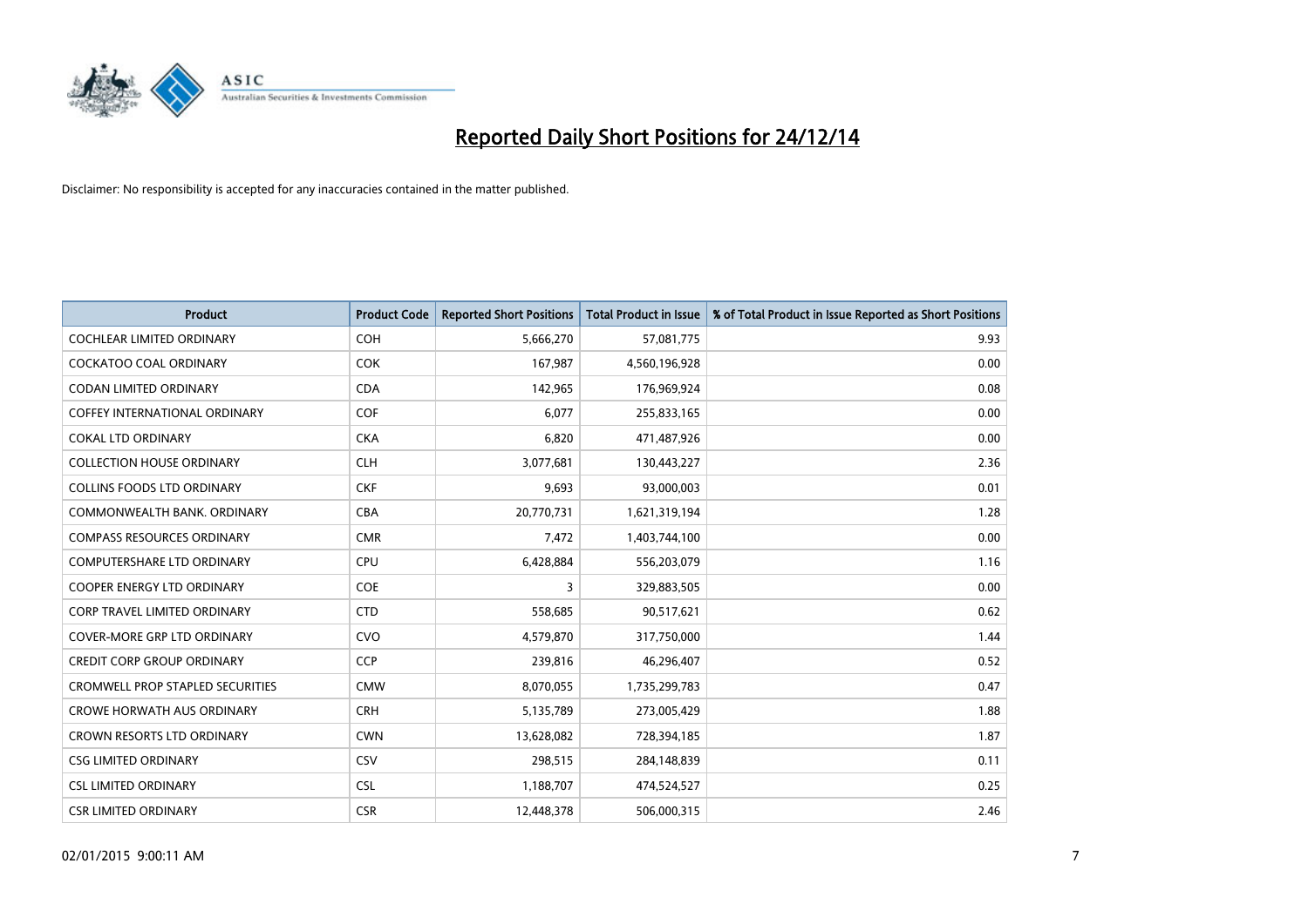# Reported Daily Short Positions for 24/12/14

Disclaimer: No responsibility is accepted for any inaccuracies contained in the matter published.

| Product | Product Code | Reported Short Positions | Total Product in Issue | % of Total Product in Issue Reported as Short Positions |
|---|---|---|---|---|
| COCHLEAR LIMITED ORDINARY | COH | 5,666,270 | 57,081,775 | 9.93 |
| COCKATOO COAL ORDINARY | COK | 167,987 | 4,560,196,928 | 0.00 |
| CODAN LIMITED ORDINARY | CDA | 142,965 | 176,969,924 | 0.08 |
| COFFEY INTERNATIONAL ORDINARY | COF | 6,077 | 255,833,165 | 0.00 |
| COKAL LTD ORDINARY | CKA | 6,820 | 471,487,926 | 0.00 |
| COLLECTION HOUSE ORDINARY | CLH | 3,077,681 | 130,443,227 | 2.36 |
| COLLINS FOODS LTD ORDINARY | CKF | 9,693 | 93,000,003 | 0.01 |
| COMMONWEALTH BANK. ORDINARY | CBA | 20,770,731 | 1,621,319,194 | 1.28 |
| COMPASS RESOURCES ORDINARY | CMR | 7,472 | 1,403,744,100 | 0.00 |
| COMPUTERSHARE LTD ORDINARY | CPU | 6,428,884 | 556,203,079 | 1.16 |
| COOPER ENERGY LTD ORDINARY | COE | 3 | 329,883,505 | 0.00 |
| CORP TRAVEL LIMITED ORDINARY | CTD | 558,685 | 90,517,621 | 0.62 |
| COVER-MORE GRP LTD ORDINARY | CVO | 4,579,870 | 317,750,000 | 1.44 |
| CREDIT CORP GROUP ORDINARY | CCP | 239,816 | 46,296,407 | 0.52 |
| CROMWELL PROP STAPLED SECURITIES | CMW | 8,070,055 | 1,735,299,783 | 0.47 |
| CROWE HORWATH AUS ORDINARY | CRH | 5,135,789 | 273,005,429 | 1.88 |
| CROWN RESORTS LTD ORDINARY | CWN | 13,628,082 | 728,394,185 | 1.87 |
| CSG LIMITED ORDINARY | CSV | 298,515 | 284,148,839 | 0.11 |
| CSL LIMITED ORDINARY | CSL | 1,188,707 | 474,524,527 | 0.25 |
| CSR LIMITED ORDINARY | CSR | 12,448,378 | 506,000,315 | 2.46 |

02/01/2015 9:00:11 AM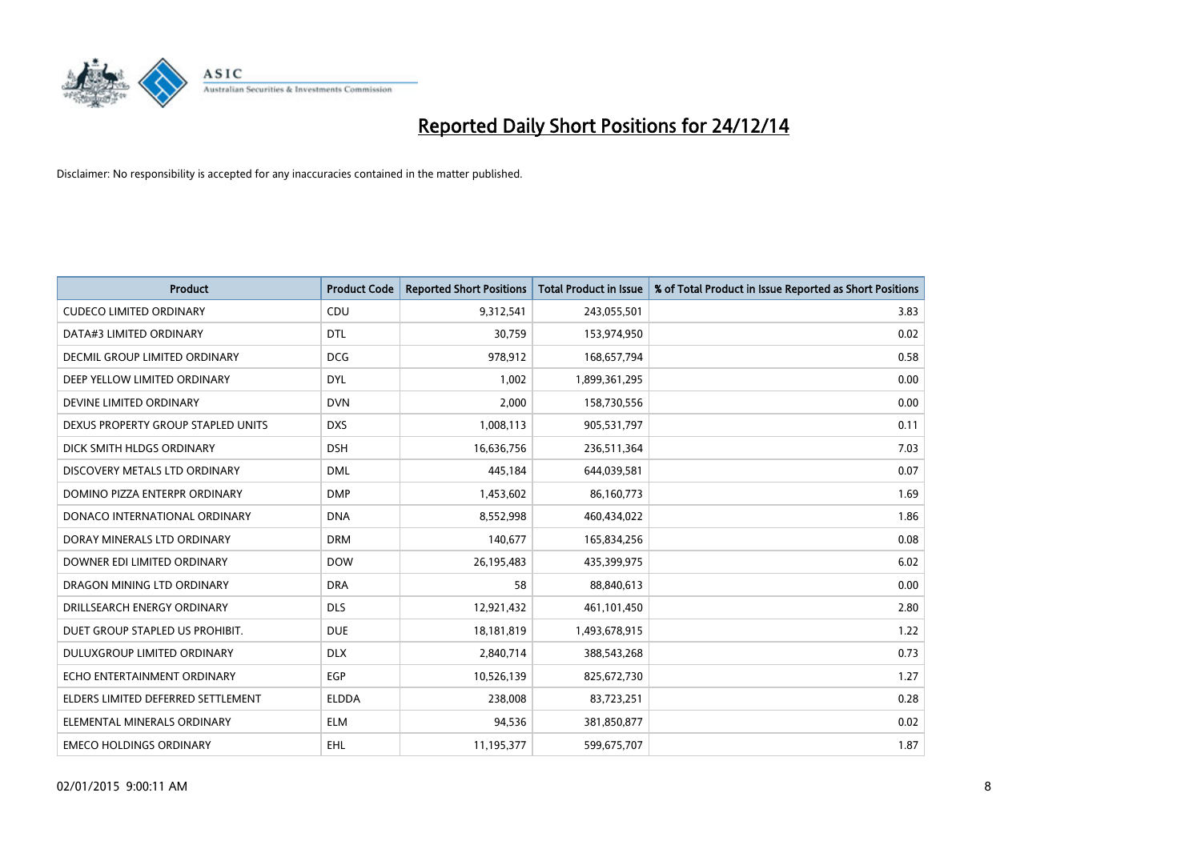# Reported Daily Short Positions for 24/12/14

Disclaimer: No responsibility is accepted for any inaccuracies contained in the matter published.

| Product | Product Code | Reported Short Positions | Total Product in Issue | % of Total Product in Issue Reported as Short Positions |
|---|---|---|---|---|
| CUDECO LIMITED ORDINARY | CDU | 9,312,541 | 243,055,501 | 3.83 |
| DATA#3 LIMITED ORDINARY | DTL | 30,759 | 153,974,950 | 0.02 |
| DECMIL GROUP LIMITED ORDINARY | DCG | 978,912 | 168,657,794 | 0.58 |
| DEEP YELLOW LIMITED ORDINARY | DYL | 1,002 | 1,899,361,295 | 0.00 |
| DEVINE LIMITED ORDINARY | DVN | 2,000 | 158,730,556 | 0.00 |
| DEXUS PROPERTY GROUP STAPLED UNITS | DXS | 1,008,113 | 905,531,797 | 0.11 |
| DICK SMITH HLDGS ORDINARY | DSH | 16,636,756 | 236,511,364 | 7.03 |
| DISCOVERY METALS LTD ORDINARY | DML | 445,184 | 644,039,581 | 0.07 |
| DOMINO PIZZA ENTERPR ORDINARY | DMP | 1,453,602 | 86,160,773 | 1.69 |
| DONACO INTERNATIONAL ORDINARY | DNA | 8,552,998 | 460,434,022 | 1.86 |
| DORAY MINERALS LTD ORDINARY | DRM | 140,677 | 165,834,256 | 0.08 |
| DOWNER EDI LIMITED ORDINARY | DOW | 26,195,483 | 435,399,975 | 6.02 |
| DRAGON MINING LTD ORDINARY | DRA | 58 | 88,840,613 | 0.00 |
| DRILLSEARCH ENERGY ORDINARY | DLS | 12,921,432 | 461,101,450 | 2.80 |
| DUET GROUP STAPLED US PROHIBIT. | DUE | 18,181,819 | 1,493,678,915 | 1.22 |
| DULUXGROUP LIMITED ORDINARY | DLX | 2,840,714 | 388,543,268 | 0.73 |
| ECHO ENTERTAINMENT ORDINARY | EGP | 10,526,139 | 825,672,730 | 1.27 |
| ELDERS LIMITED DEFERRED SETTLEMENT | ELDDA | 238,008 | 83,723,251 | 0.28 |
| ELEMENTAL MINERALS ORDINARY | ELM | 94,536 | 381,850,877 | 0.02 |
| EMECO HOLDINGS ORDINARY | EHL | 11,195,377 | 599,675,707 | 1.87 |

02/01/2015 9:00:11 AM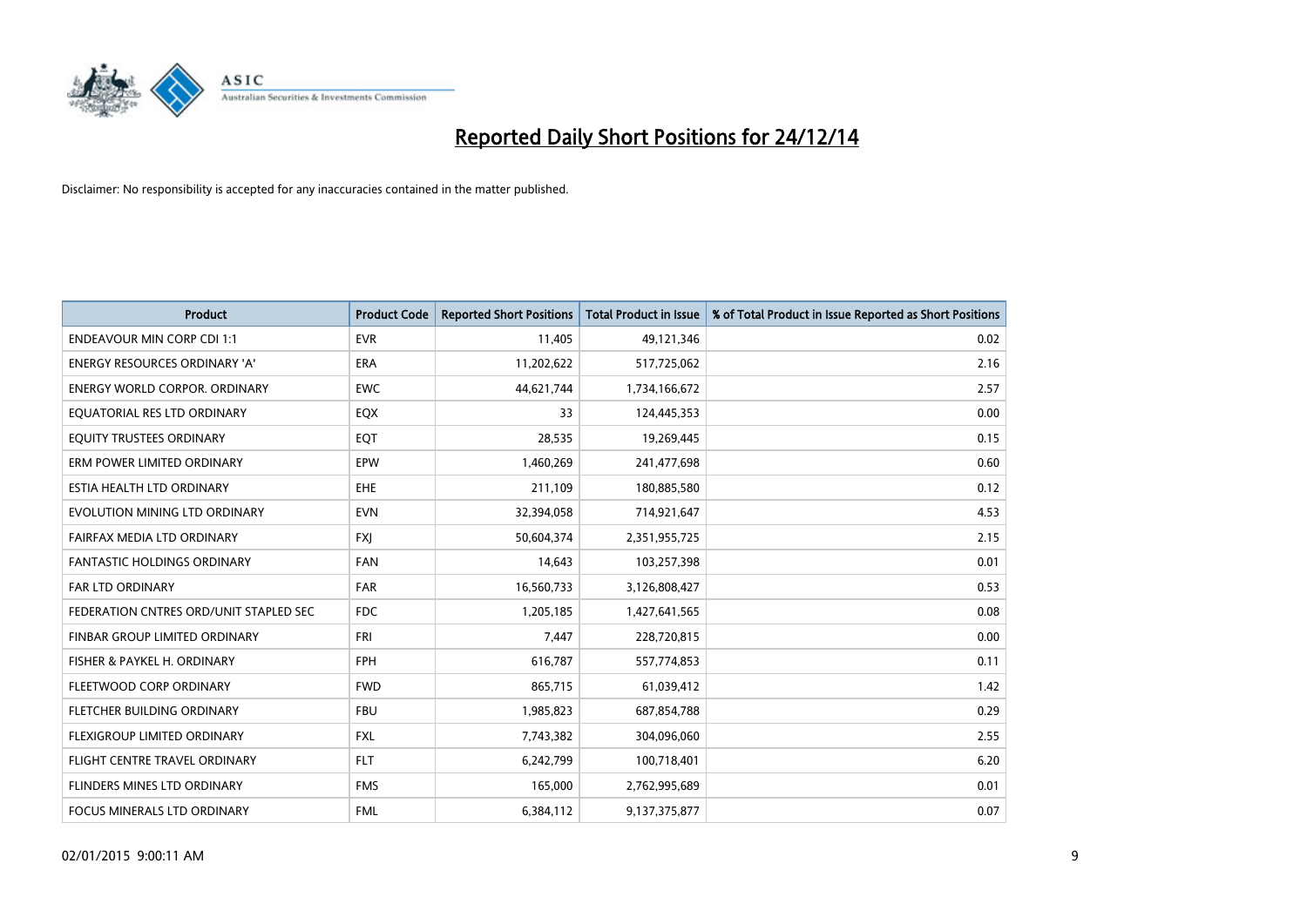# Reported Daily Short Positions for 24/12/14

Disclaimer: No responsibility is accepted for any inaccuracies contained in the matter published.

| Product | Product Code | Reported Short Positions | Total Product in Issue | % of Total Product in Issue Reported as Short Positions |
|---|---|---|---|---|
| ENDEAVOUR MIN CORP CDI 1:1 | EVR | 11,405 | 49,121,346 | 0.02 |
| ENERGY RESOURCES ORDINARY 'A' | ERA | 11,202,622 | 517,725,062 | 2.16 |
| ENERGY WORLD CORPOR. ORDINARY | EWC | 44,621,744 | 1,734,166,672 | 2.57 |
| EQUATORIAL RES LTD ORDINARY | EQX | 33 | 124,445,353 | 0.00 |
| EQUITY TRUSTEES ORDINARY | EQT | 28,535 | 19,269,445 | 0.15 |
| ERM POWER LIMITED ORDINARY | EPW | 1,460,269 | 241,477,698 | 0.60 |
| ESTIA HEALTH LTD ORDINARY | EHE | 211,109 | 180,885,580 | 0.12 |
| EVOLUTION MINING LTD ORDINARY | EVN | 32,394,058 | 714,921,647 | 4.53 |
| FAIRFAX MEDIA LTD ORDINARY | FXJ | 50,604,374 | 2,351,955,725 | 2.15 |
| FANTASTIC HOLDINGS ORDINARY | FAN | 14,643 | 103,257,398 | 0.01 |
| FAR LTD ORDINARY | FAR | 16,560,733 | 3,126,808,427 | 0.53 |
| FEDERATION CNTRES ORD/UNIT STAPLED SEC | FDC | 1,205,185 | 1,427,641,565 | 0.08 |
| FINBAR GROUP LIMITED ORDINARY | FRI | 7,447 | 228,720,815 | 0.00 |
| FISHER & PAYKEL H. ORDINARY | FPH | 616,787 | 557,774,853 | 0.11 |
| FLEETWOOD CORP ORDINARY | FWD | 865,715 | 61,039,412 | 1.42 |
| FLETCHER BUILDING ORDINARY | FBU | 1,985,823 | 687,854,788 | 0.29 |
| FLEXIGROUP LIMITED ORDINARY | FXL | 7,743,382 | 304,096,060 | 2.55 |
| FLIGHT CENTRE TRAVEL ORDINARY | FLT | 6,242,799 | 100,718,401 | 6.20 |
| FLINDERS MINES LTD ORDINARY | FMS | 165,000 | 2,762,995,689 | 0.01 |
| FOCUS MINERALS LTD ORDINARY | FML | 6,384,112 | 9,137,375,877 | 0.07 |

02/01/2015 9:00:11 AM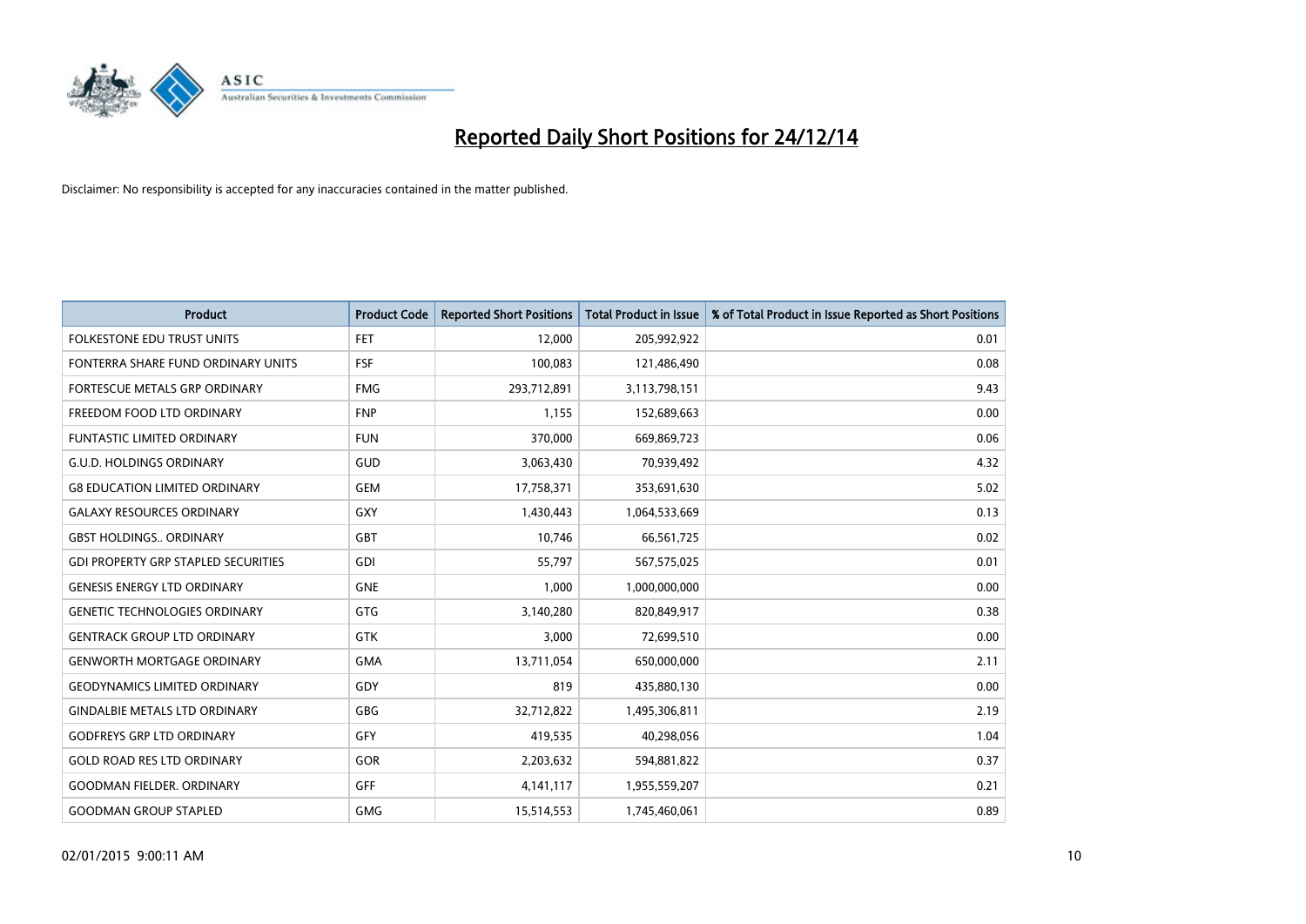# Reported Daily Short Positions for 24/12/14

Disclaimer: No responsibility is accepted for any inaccuracies contained in the matter published.

| Product | Product Code | Reported Short Positions | Total Product in Issue | % of Total Product in Issue Reported as Short Positions |
|---|---|---|---|---|
| FOLKESTONE EDU TRUST UNITS | FET | 12,000 | 205,992,922 | 0.01 |
| FONTERRA SHARE FUND ORDINARY UNITS | FSF | 100,083 | 121,486,490 | 0.08 |
| FORTESCUE METALS GRP ORDINARY | FMG | 293,712,891 | 3,113,798,151 | 9.43 |
| FREEDOM FOOD LTD ORDINARY | FNP | 1,155 | 152,689,663 | 0.00 |
| FUNTASTIC LIMITED ORDINARY | FUN | 370,000 | 669,869,723 | 0.06 |
| G.U.D. HOLDINGS ORDINARY | GUD | 3,063,430 | 70,939,492 | 4.32 |
| G8 EDUCATION LIMITED ORDINARY | GEM | 17,758,371 | 353,691,630 | 5.02 |
| GALAXY RESOURCES ORDINARY | GXY | 1,430,443 | 1,064,533,669 | 0.13 |
| GBST HOLDINGS.. ORDINARY | GBT | 10,746 | 66,561,725 | 0.02 |
| GDI PROPERTY GRP STAPLED SECURITIES | GDI | 55,797 | 567,575,025 | 0.01 |
| GENESIS ENERGY LTD ORDINARY | GNE | 1,000 | 1,000,000,000 | 0.00 |
| GENETIC TECHNOLOGIES ORDINARY | GTG | 3,140,280 | 820,849,917 | 0.38 |
| GENTRACK GROUP LTD ORDINARY | GTK | 3,000 | 72,699,510 | 0.00 |
| GENWORTH MORTGAGE ORDINARY | GMA | 13,711,054 | 650,000,000 | 2.11 |
| GEODYNAMICS LIMITED ORDINARY | GDY | 819 | 435,880,130 | 0.00 |
| GINDALBIE METALS LTD ORDINARY | GBG | 32,712,822 | 1,495,306,811 | 2.19 |
| GODFREYS GRP LTD ORDINARY | GFY | 419,535 | 40,298,056 | 1.04 |
| GOLD ROAD RES LTD ORDINARY | GOR | 2,203,632 | 594,881,822 | 0.37 |
| GOODMAN FIELDER. ORDINARY | GFF | 4,141,117 | 1,955,559,207 | 0.21 |
| GOODMAN GROUP STAPLED | GMG | 15,514,553 | 1,745,460,061 | 0.89 |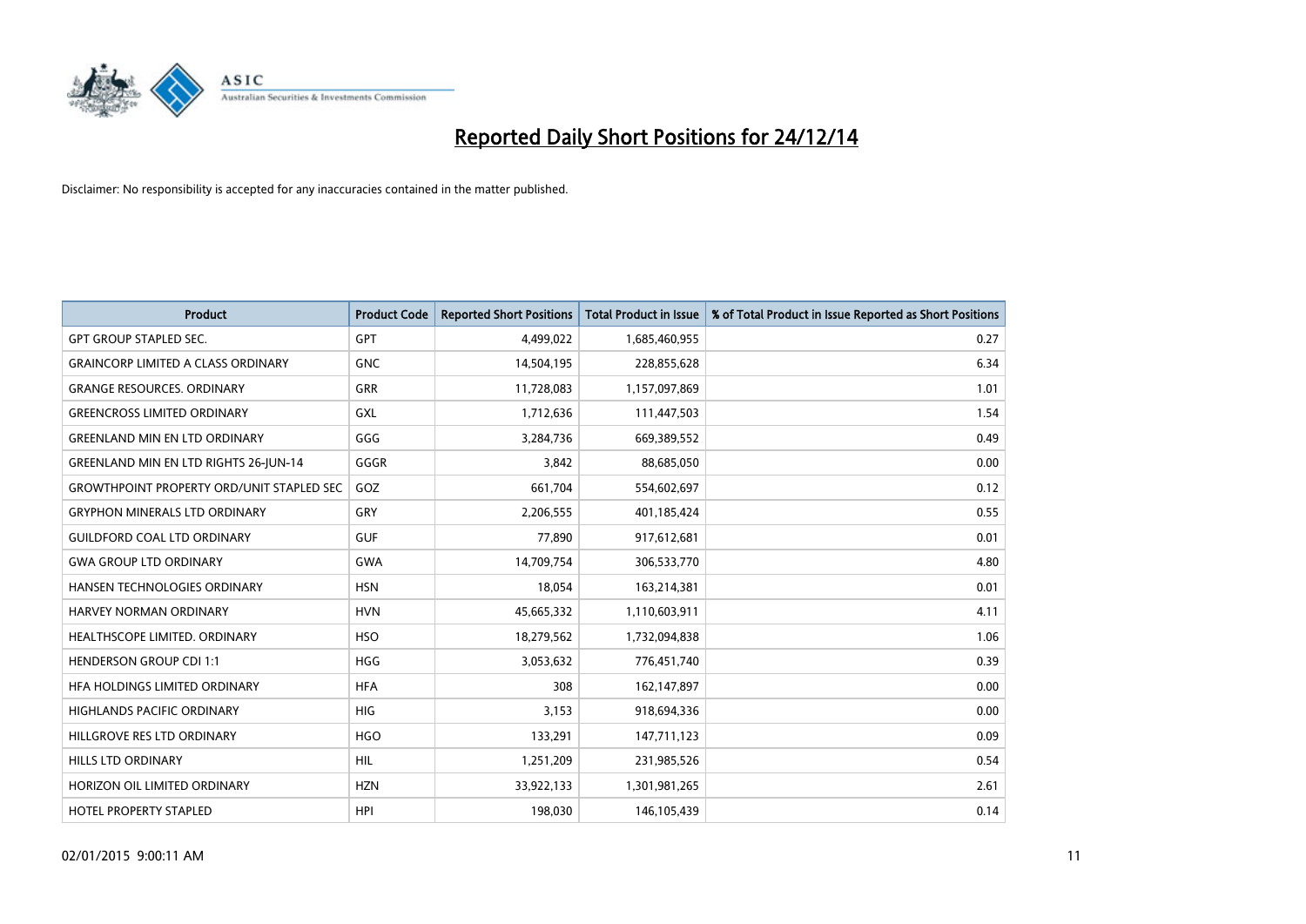# Reported Daily Short Positions for 24/12/14

Disclaimer: No responsibility is accepted for any inaccuracies contained in the matter published.

| Product | Product Code | Reported Short Positions | Total Product in Issue | % of Total Product in Issue Reported as Short Positions |
|---|---|---|---|---|
| GPT GROUP STAPLED SEC. | GPT | 4,499,022 | 1,685,460,955 | 0.27 |
| GRAINCORP LIMITED A CLASS ORDINARY | GNC | 14,504,195 | 228,855,628 | 6.34 |
| GRANGE RESOURCES. ORDINARY | GRR | 11,728,083 | 1,157,097,869 | 1.01 |
| GREENCROSS LIMITED ORDINARY | GXL | 1,712,636 | 111,447,503 | 1.54 |
| GREENLAND MIN EN LTD ORDINARY | GGG | 3,284,736 | 669,389,552 | 0.49 |
| GREENLAND MIN EN LTD RIGHTS 26-JUN-14 | GGGR | 3,842 | 88,685,050 | 0.00 |
| GROWTHPOINT PROPERTY ORD/UNIT STAPLED SEC | GOZ | 661,704 | 554,602,697 | 0.12 |
| GRYPHON MINERALS LTD ORDINARY | GRY | 2,206,555 | 401,185,424 | 0.55 |
| GUILDFORD COAL LTD ORDINARY | GUF | 77,890 | 917,612,681 | 0.01 |
| GWA GROUP LTD ORDINARY | GWA | 14,709,754 | 306,533,770 | 4.80 |
| HANSEN TECHNOLOGIES ORDINARY | HSN | 18,054 | 163,214,381 | 0.01 |
| HARVEY NORMAN ORDINARY | HVN | 45,665,332 | 1,110,603,911 | 4.11 |
| HEALTHSCOPE LIMITED. ORDINARY | HSO | 18,279,562 | 1,732,094,838 | 1.06 |
| HENDERSON GROUP CDI 1:1 | HGG | 3,053,632 | 776,451,740 | 0.39 |
| HFA HOLDINGS LIMITED ORDINARY | HFA | 308 | 162,147,897 | 0.00 |
| HIGHLANDS PACIFIC ORDINARY | HIG | 3,153 | 918,694,336 | 0.00 |
| HILLGROVE RES LTD ORDINARY | HGO | 133,291 | 147,711,123 | 0.09 |
| HILLS LTD ORDINARY | HIL | 1,251,209 | 231,985,526 | 0.54 |
| HORIZON OIL LIMITED ORDINARY | HZN | 33,922,133 | 1,301,981,265 | 2.61 |
| HOTEL PROPERTY STAPLED | HPI | 198,030 | 146,105,439 | 0.14 |

02/01/2015 9:00:11 AM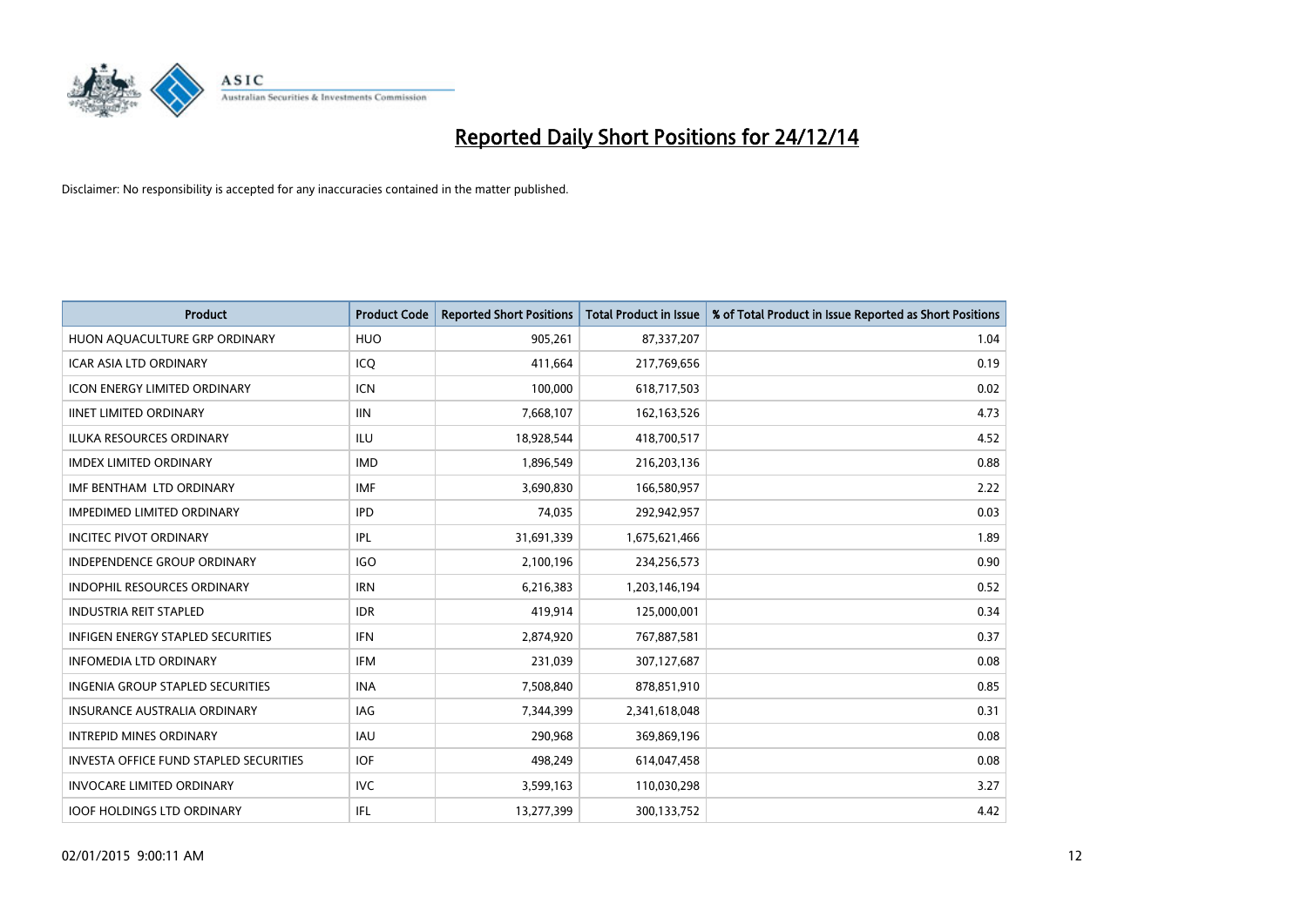# Reported Daily Short Positions for 24/12/14

Disclaimer: No responsibility is accepted for any inaccuracies contained in the matter published.

| Product | Product Code | Reported Short Positions | Total Product in Issue | % of Total Product in Issue Reported as Short Positions |
|---|---|---|---|---|
| HUON AQUACULTURE GRP ORDINARY | HUO | 905,261 | 87,337,207 | 1.04 |
| ICAR ASIA LTD ORDINARY | ICQ | 411,664 | 217,769,656 | 0.19 |
| ICON ENERGY LIMITED ORDINARY | ICN | 100,000 | 618,717,503 | 0.02 |
| IINET LIMITED ORDINARY | IIN | 7,668,107 | 162,163,526 | 4.73 |
| ILUKA RESOURCES ORDINARY | ILU | 18,928,544 | 418,700,517 | 4.52 |
| IMDEX LIMITED ORDINARY | IMD | 1,896,549 | 216,203,136 | 0.88 |
| IMF BENTHAM LTD ORDINARY | IMF | 3,690,830 | 166,580,957 | 2.22 |
| IMPEDIMED LIMITED ORDINARY | IPD | 74,035 | 292,942,957 | 0.03 |
| INCITEC PIVOT ORDINARY | IPL | 31,691,339 | 1,675,621,466 | 1.89 |
| INDEPENDENCE GROUP ORDINARY | IGO | 2,100,196 | 234,256,573 | 0.90 |
| INDOPHIL RESOURCES ORDINARY | IRN | 6,216,383 | 1,203,146,194 | 0.52 |
| INDUSTRIA REIT STAPLED | IDR | 419,914 | 125,000,001 | 0.34 |
| INFIGEN ENERGY STAPLED SECURITIES | IFN | 2,874,920 | 767,887,581 | 0.37 |
| INFOMEDIA LTD ORDINARY | IFM | 231,039 | 307,127,687 | 0.08 |
| INGENIA GROUP STAPLED SECURITIES | INA | 7,508,840 | 878,851,910 | 0.85 |
| INSURANCE AUSTRALIA ORDINARY | IAG | 7,344,399 | 2,341,618,048 | 0.31 |
| INTREPID MINES ORDINARY | IAU | 290,968 | 369,869,196 | 0.08 |
| INVESTA OFFICE FUND STAPLED SECURITIES | IOF | 498,249 | 614,047,458 | 0.08 |
| INVOCARE LIMITED ORDINARY | IVC | 3,599,163 | 110,030,298 | 3.27 |
| IOOF HOLDINGS LTD ORDINARY | IFL | 13,277,399 | 300,133,752 | 4.42 |

02/01/2015 9:00:11 AM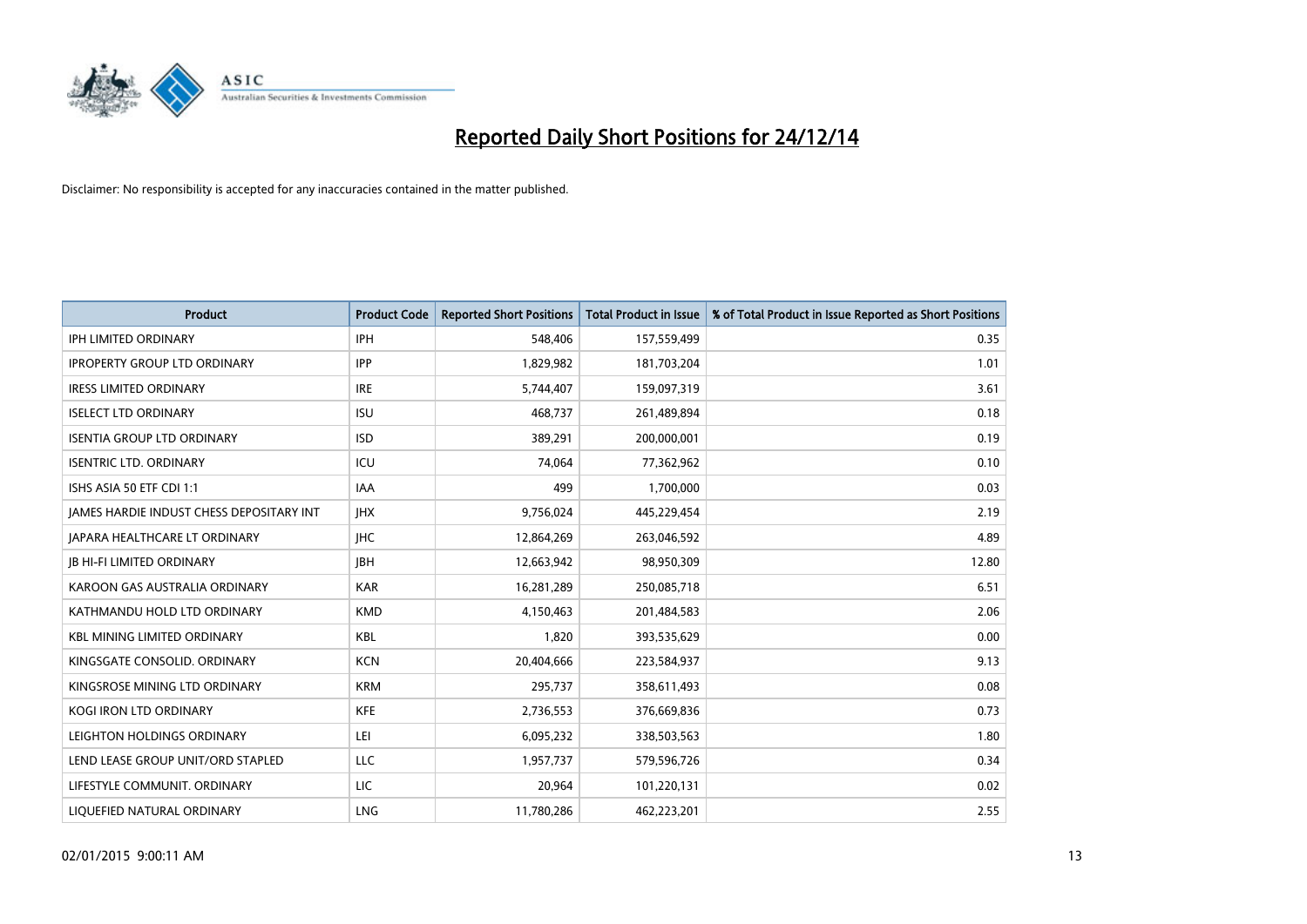# Reported Daily Short Positions for 24/12/14

Disclaimer: No responsibility is accepted for any inaccuracies contained in the matter published.

| Product | Product Code | Reported Short Positions | Total Product in Issue | % of Total Product in Issue Reported as Short Positions |
|---|---|---|---|---|
| IPH LIMITED ORDINARY | IPH | 548,406 | 157,559,499 | 0.35 |
| IPROPERTY GROUP LTD ORDINARY | IPP | 1,829,982 | 181,703,204 | 1.01 |
| IRESS LIMITED ORDINARY | IRE | 5,744,407 | 159,097,319 | 3.61 |
| ISELECT LTD ORDINARY | ISU | 468,737 | 261,489,894 | 0.18 |
| ISENTIA GROUP LTD ORDINARY | ISD | 389,291 | 200,000,001 | 0.19 |
| ISENTRIC LTD. ORDINARY | ICU | 74,064 | 77,362,962 | 0.10 |
| ISHS ASIA 50 ETF CDI 1:1 | IAA | 499 | 1,700,000 | 0.03 |
| JAMES HARDIE INDUST CHESS DEPOSITARY INT | JHX | 9,756,024 | 445,229,454 | 2.19 |
| JAPARA HEALTHCARE LT ORDINARY | JHC | 12,864,269 | 263,046,592 | 4.89 |
| JB HI-FI LIMITED ORDINARY | JBH | 12,663,942 | 98,950,309 | 12.80 |
| KAROON GAS AUSTRALIA ORDINARY | KAR | 16,281,289 | 250,085,718 | 6.51 |
| KATHMANDU HOLD LTD ORDINARY | KMD | 4,150,463 | 201,484,583 | 2.06 |
| KBL MINING LIMITED ORDINARY | KBL | 1,820 | 393,535,629 | 0.00 |
| KINGSGATE CONSOLID. ORDINARY | KCN | 20,404,666 | 223,584,937 | 9.13 |
| KINGSROSE MINING LTD ORDINARY | KRM | 295,737 | 358,611,493 | 0.08 |
| KOGI IRON LTD ORDINARY | KFE | 2,736,553 | 376,669,836 | 0.73 |
| LEIGHTON HOLDINGS ORDINARY | LEI | 6,095,232 | 338,503,563 | 1.80 |
| LEND LEASE GROUP UNIT/ORD STAPLED | LLC | 1,957,737 | 579,596,726 | 0.34 |
| LIFESTYLE COMMUNIT. ORDINARY | LIC | 20,964 | 101,220,131 | 0.02 |
| LIQUEFIED NATURAL ORDINARY | LNG | 11,780,286 | 462,223,201 | 2.55 |

02/01/2015 9:00:11 AM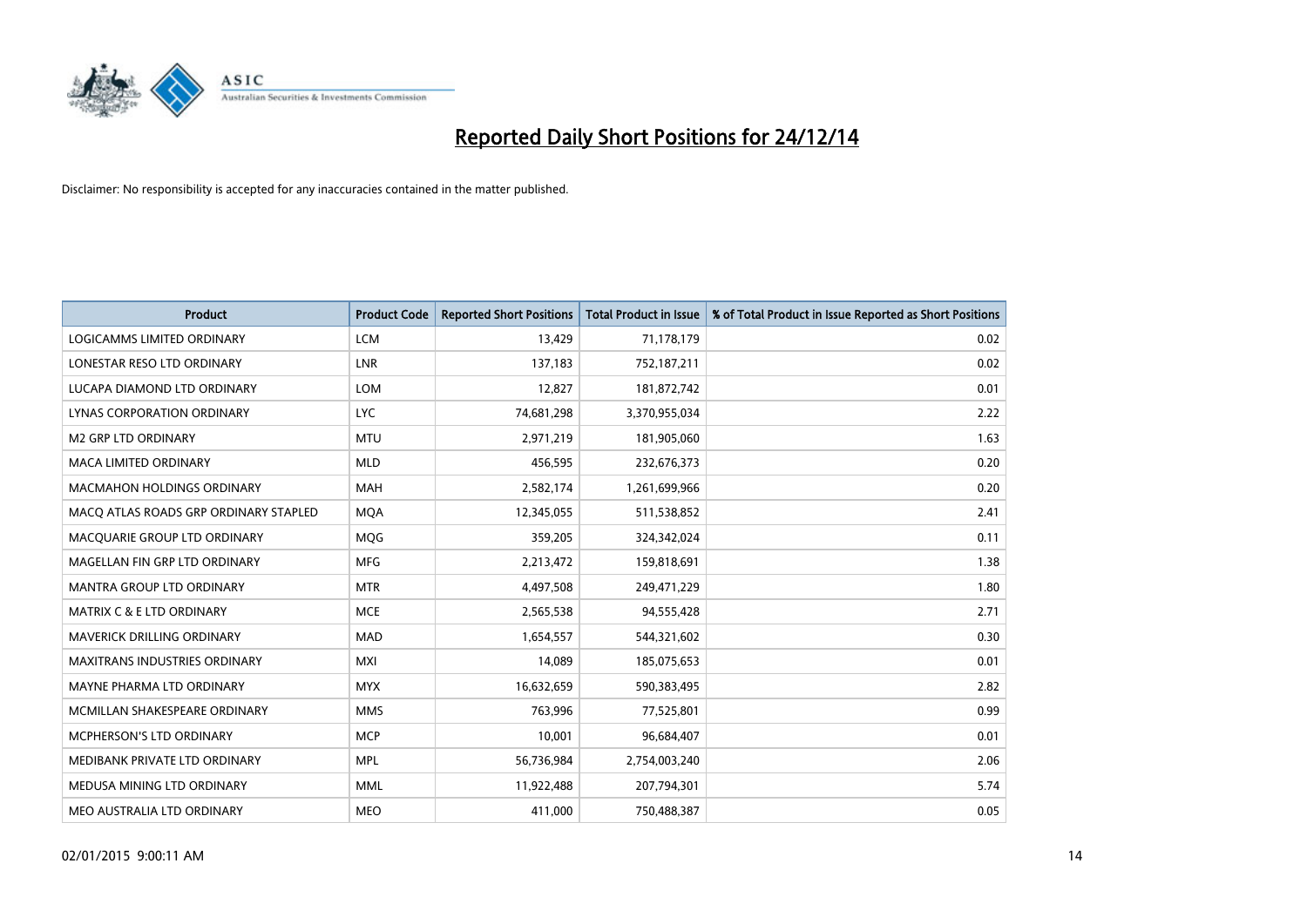# Reported Daily Short Positions for 24/12/14

Disclaimer: No responsibility is accepted for any inaccuracies contained in the matter published.

| Product | Product Code | Reported Short Positions | Total Product in Issue | % of Total Product in Issue Reported as Short Positions |
|---|---|---|---|---|
| LOGICAMMS LIMITED ORDINARY | LCM | 13,429 | 71,178,179 | 0.02 |
| LONESTAR RESO LTD ORDINARY | LNR | 137,183 | 752,187,211 | 0.02 |
| LUCAPA DIAMOND LTD ORDINARY | LOM | 12,827 | 181,872,742 | 0.01 |
| LYNAS CORPORATION ORDINARY | LYC | 74,681,298 | 3,370,955,034 | 2.22 |
| M2 GRP LTD ORDINARY | MTU | 2,971,219 | 181,905,060 | 1.63 |
| MACA LIMITED ORDINARY | MLD | 456,595 | 232,676,373 | 0.20 |
| MACMAHON HOLDINGS ORDINARY | MAH | 2,582,174 | 1,261,699,966 | 0.20 |
| MACQ ATLAS ROADS GRP ORDINARY STAPLED | MQA | 12,345,055 | 511,538,852 | 2.41 |
| MACQUARIE GROUP LTD ORDINARY | MQG | 359,205 | 324,342,024 | 0.11 |
| MAGELLAN FIN GRP LTD ORDINARY | MFG | 2,213,472 | 159,818,691 | 1.38 |
| MANTRA GROUP LTD ORDINARY | MTR | 4,497,508 | 249,471,229 | 1.80 |
| MATRIX C & E LTD ORDINARY | MCE | 2,565,538 | 94,555,428 | 2.71 |
| MAVERICK DRILLING ORDINARY | MAD | 1,654,557 | 544,321,602 | 0.30 |
| MAXITRANS INDUSTRIES ORDINARY | MXI | 14,089 | 185,075,653 | 0.01 |
| MAYNE PHARMA LTD ORDINARY | MYX | 16,632,659 | 590,383,495 | 2.82 |
| MCMILLAN SHAKESPEARE ORDINARY | MMS | 763,996 | 77,525,801 | 0.99 |
| MCPHERSON'S LTD ORDINARY | MCP | 10,001 | 96,684,407 | 0.01 |
| MEDIBANK PRIVATE LTD ORDINARY | MPL | 56,736,984 | 2,754,003,240 | 2.06 |
| MEDUSA MINING LTD ORDINARY | MML | 11,922,488 | 207,794,301 | 5.74 |
| MEO AUSTRALIA LTD ORDINARY | MEO | 411,000 | 750,488,387 | 0.05 |

02/01/2015 9:00:11 AM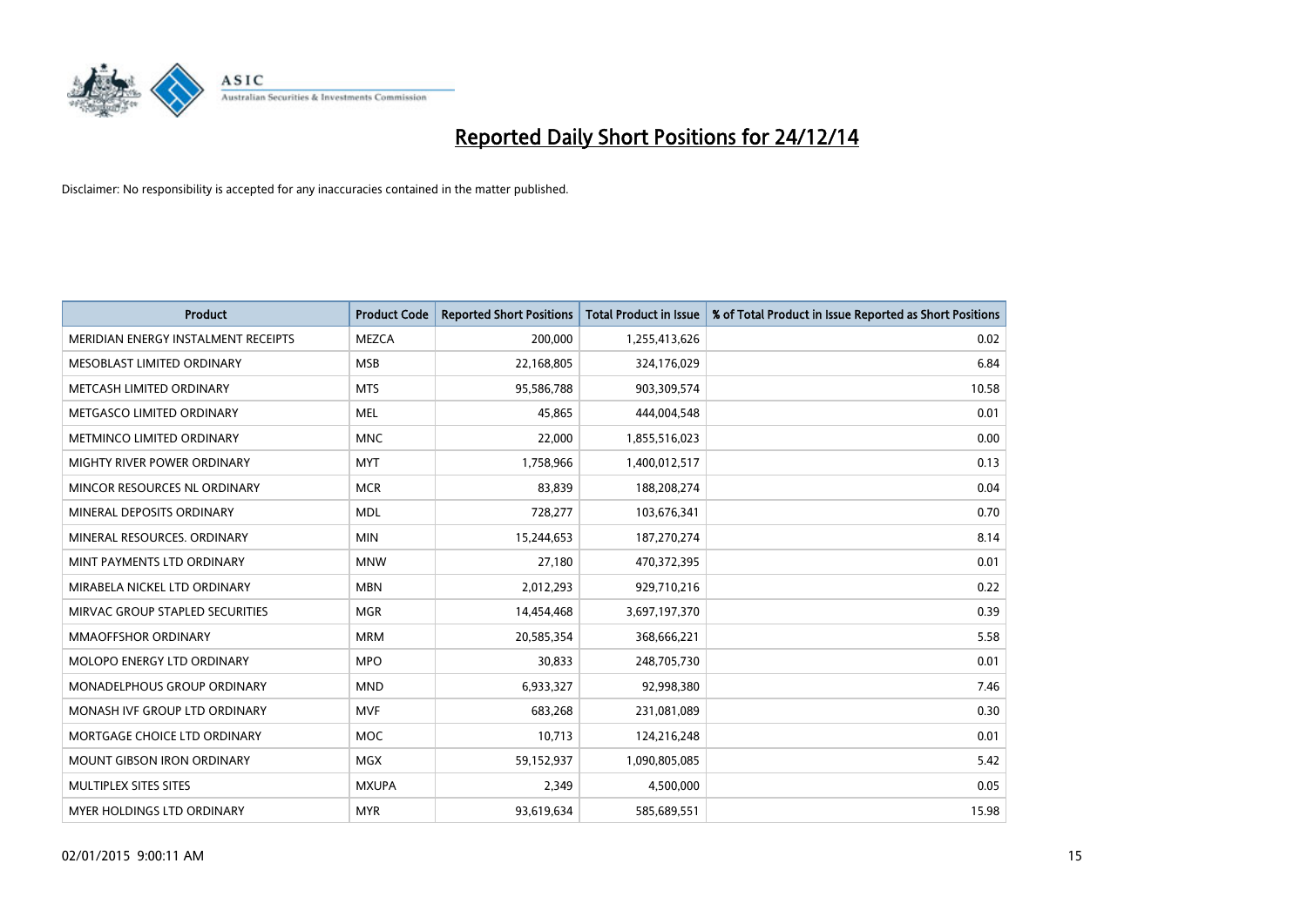# Reported Daily Short Positions for 24/12/14

Disclaimer: No responsibility is accepted for any inaccuracies contained in the matter published.

| Product | Product Code | Reported Short Positions | Total Product in Issue | % of Total Product in Issue Reported as Short Positions |
|---|---|---|---|---|
| MERIDIAN ENERGY INSTALMENT RECEIPTS | MEZCA | 200,000 | 1,255,413,626 | 0.02 |
| MESOBLAST LIMITED ORDINARY | MSB | 22,168,805 | 324,176,029 | 6.84 |
| METCASH LIMITED ORDINARY | MTS | 95,586,788 | 903,309,574 | 10.58 |
| METGASCO LIMITED ORDINARY | MEL | 45,865 | 444,004,548 | 0.01 |
| METMINCO LIMITED ORDINARY | MNC | 22,000 | 1,855,516,023 | 0.00 |
| MIGHTY RIVER POWER ORDINARY | MYT | 1,758,966 | 1,400,012,517 | 0.13 |
| MINCOR RESOURCES NL ORDINARY | MCR | 83,839 | 188,208,274 | 0.04 |
| MINERAL DEPOSITS ORDINARY | MDL | 728,277 | 103,676,341 | 0.70 |
| MINERAL RESOURCES. ORDINARY | MIN | 15,244,653 | 187,270,274 | 8.14 |
| MINT PAYMENTS LTD ORDINARY | MNW | 27,180 | 470,372,395 | 0.01 |
| MIRABELA NICKEL LTD ORDINARY | MBN | 2,012,293 | 929,710,216 | 0.22 |
| MIRVAC GROUP STAPLED SECURITIES | MGR | 14,454,468 | 3,697,197,370 | 0.39 |
| MMAOFFSHOR ORDINARY | MRM | 20,585,354 | 368,666,221 | 5.58 |
| MOLOPO ENERGY LTD ORDINARY | MPO | 30,833 | 248,705,730 | 0.01 |
| MONADELPHOUS GROUP ORDINARY | MND | 6,933,327 | 92,998,380 | 7.46 |
| MONASH IVF GROUP LTD ORDINARY | MVF | 683,268 | 231,081,089 | 0.30 |
| MORTGAGE CHOICE LTD ORDINARY | MOC | 10,713 | 124,216,248 | 0.01 |
| MOUNT GIBSON IRON ORDINARY | MGX | 59,152,937 | 1,090,805,085 | 5.42 |
| MULTIPLEX SITES SITES | MXUPA | 2,349 | 4,500,000 | 0.05 |
| MYER HOLDINGS LTD ORDINARY | MYR | 93,619,634 | 585,689,551 | 15.98 |

02/01/2015 9:00:11 AM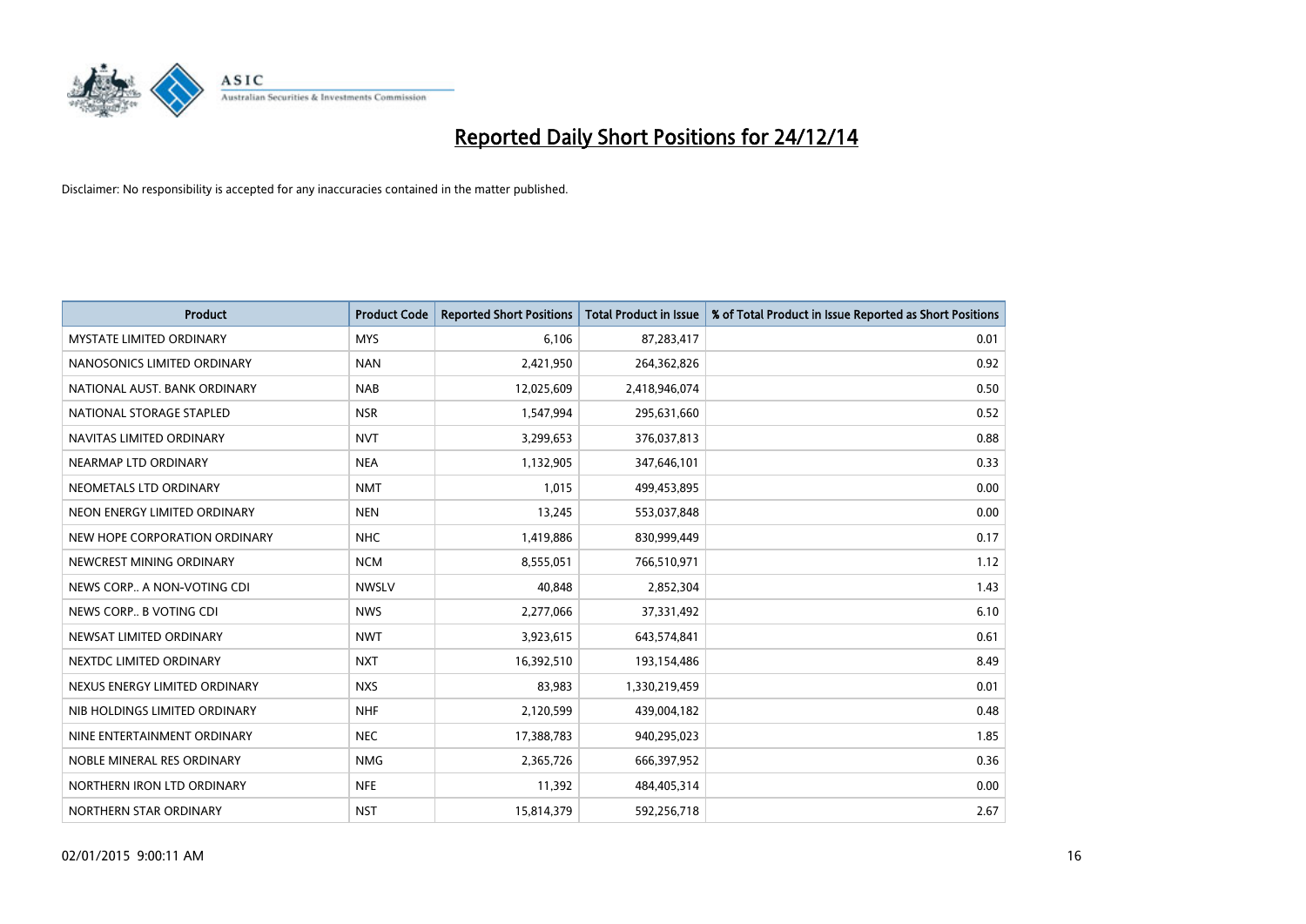# Reported Daily Short Positions for 24/12/14

Disclaimer: No responsibility is accepted for any inaccuracies contained in the matter published.

| Product | Product Code | Reported Short Positions | Total Product in Issue | % of Total Product in Issue Reported as Short Positions |
|---|---|---|---|---|
| MYSTATE LIMITED ORDINARY | MYS | 6,106 | 87,283,417 | 0.01 |
| NANOSONICS LIMITED ORDINARY | NAN | 2,421,950 | 264,362,826 | 0.92 |
| NATIONAL AUST. BANK ORDINARY | NAB | 12,025,609 | 2,418,946,074 | 0.50 |
| NATIONAL STORAGE STAPLED | NSR | 1,547,994 | 295,631,660 | 0.52 |
| NAVITAS LIMITED ORDINARY | NVT | 3,299,653 | 376,037,813 | 0.88 |
| NEARMAP LTD ORDINARY | NEA | 1,132,905 | 347,646,101 | 0.33 |
| NEOMETALS LTD ORDINARY | NMT | 1,015 | 499,453,895 | 0.00 |
| NEON ENERGY LIMITED ORDINARY | NEN | 13,245 | 553,037,848 | 0.00 |
| NEW HOPE CORPORATION ORDINARY | NHC | 1,419,886 | 830,999,449 | 0.17 |
| NEWCREST MINING ORDINARY | NCM | 8,555,051 | 766,510,971 | 1.12 |
| NEWS CORP.. A NON-VOTING CDI | NWSLV | 40,848 | 2,852,304 | 1.43 |
| NEWS CORP.. B VOTING CDI | NWS | 2,277,066 | 37,331,492 | 6.10 |
| NEWSAT LIMITED ORDINARY | NWT | 3,923,615 | 643,574,841 | 0.61 |
| NEXTDC LIMITED ORDINARY | NXT | 16,392,510 | 193,154,486 | 8.49 |
| NEXUS ENERGY LIMITED ORDINARY | NXS | 83,983 | 1,330,219,459 | 0.01 |
| NIB HOLDINGS LIMITED ORDINARY | NHF | 2,120,599 | 439,004,182 | 0.48 |
| NINE ENTERTAINMENT ORDINARY | NEC | 17,388,783 | 940,295,023 | 1.85 |
| NOBLE MINERAL RES ORDINARY | NMG | 2,365,726 | 666,397,952 | 0.36 |
| NORTHERN IRON LTD ORDINARY | NFE | 11,392 | 484,405,314 | 0.00 |
| NORTHERN STAR ORDINARY | NST | 15,814,379 | 592,256,718 | 2.67 |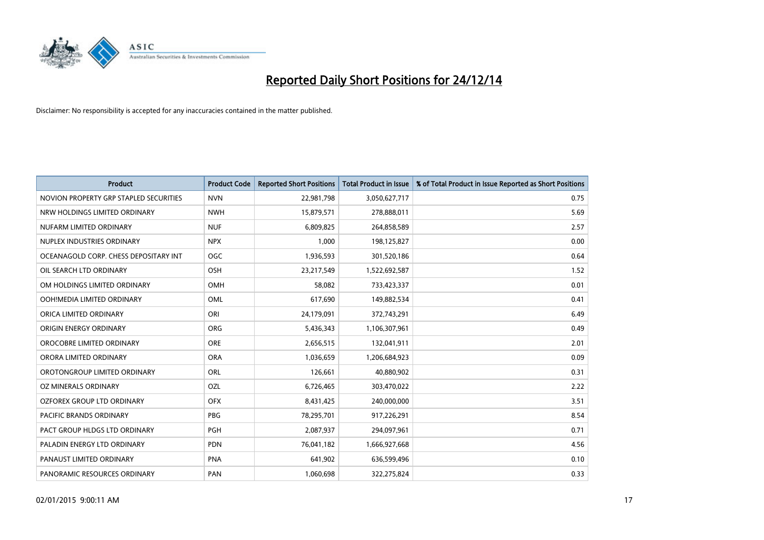# Reported Daily Short Positions for 24/12/14

Disclaimer: No responsibility is accepted for any inaccuracies contained in the matter published.

| Product | Product Code | Reported Short Positions | Total Product in Issue | % of Total Product in Issue Reported as Short Positions |
|---|---|---|---|---|
| NOVION PROPERTY GRP STAPLED SECURITIES | NVN | 22,981,798 | 3,050,627,717 | 0.75 |
| NRW HOLDINGS LIMITED ORDINARY | NWH | 15,879,571 | 278,888,011 | 5.69 |
| NUFARM LIMITED ORDINARY | NUF | 6,809,825 | 264,858,589 | 2.57 |
| NUPLEX INDUSTRIES ORDINARY | NPX | 1,000 | 198,125,827 | 0.00 |
| OCEANAGOLD CORP. CHESS DEPOSITARY INT | OGC | 1,936,593 | 301,520,186 | 0.64 |
| OIL SEARCH LTD ORDINARY | OSH | 23,217,549 | 1,522,692,587 | 1.52 |
| OM HOLDINGS LIMITED ORDINARY | OMH | 58,082 | 733,423,337 | 0.01 |
| OOH!MEDIA LIMITED ORDINARY | OML | 617,690 | 149,882,534 | 0.41 |
| ORICA LIMITED ORDINARY | ORI | 24,179,091 | 372,743,291 | 6.49 |
| ORIGIN ENERGY ORDINARY | ORG | 5,436,343 | 1,106,307,961 | 0.49 |
| OROCOBRE LIMITED ORDINARY | ORE | 2,656,515 | 132,041,911 | 2.01 |
| ORORA LIMITED ORDINARY | ORA | 1,036,659 | 1,206,684,923 | 0.09 |
| OROTONGROUP LIMITED ORDINARY | ORL | 126,661 | 40,880,902 | 0.31 |
| OZ MINERALS ORDINARY | OZL | 6,726,465 | 303,470,022 | 2.22 |
| OZFOREX GROUP LTD ORDINARY | OFX | 8,431,425 | 240,000,000 | 3.51 |
| PACIFIC BRANDS ORDINARY | PBG | 78,295,701 | 917,226,291 | 8.54 |
| PACT GROUP HLDGS LTD ORDINARY | PGH | 2,087,937 | 294,097,961 | 0.71 |
| PALADIN ENERGY LTD ORDINARY | PDN | 76,041,182 | 1,666,927,668 | 4.56 |
| PANAUST LIMITED ORDINARY | PNA | 641,902 | 636,599,496 | 0.10 |
| PANORAMIC RESOURCES ORDINARY | PAN | 1,060,698 | 322,275,824 | 0.33 |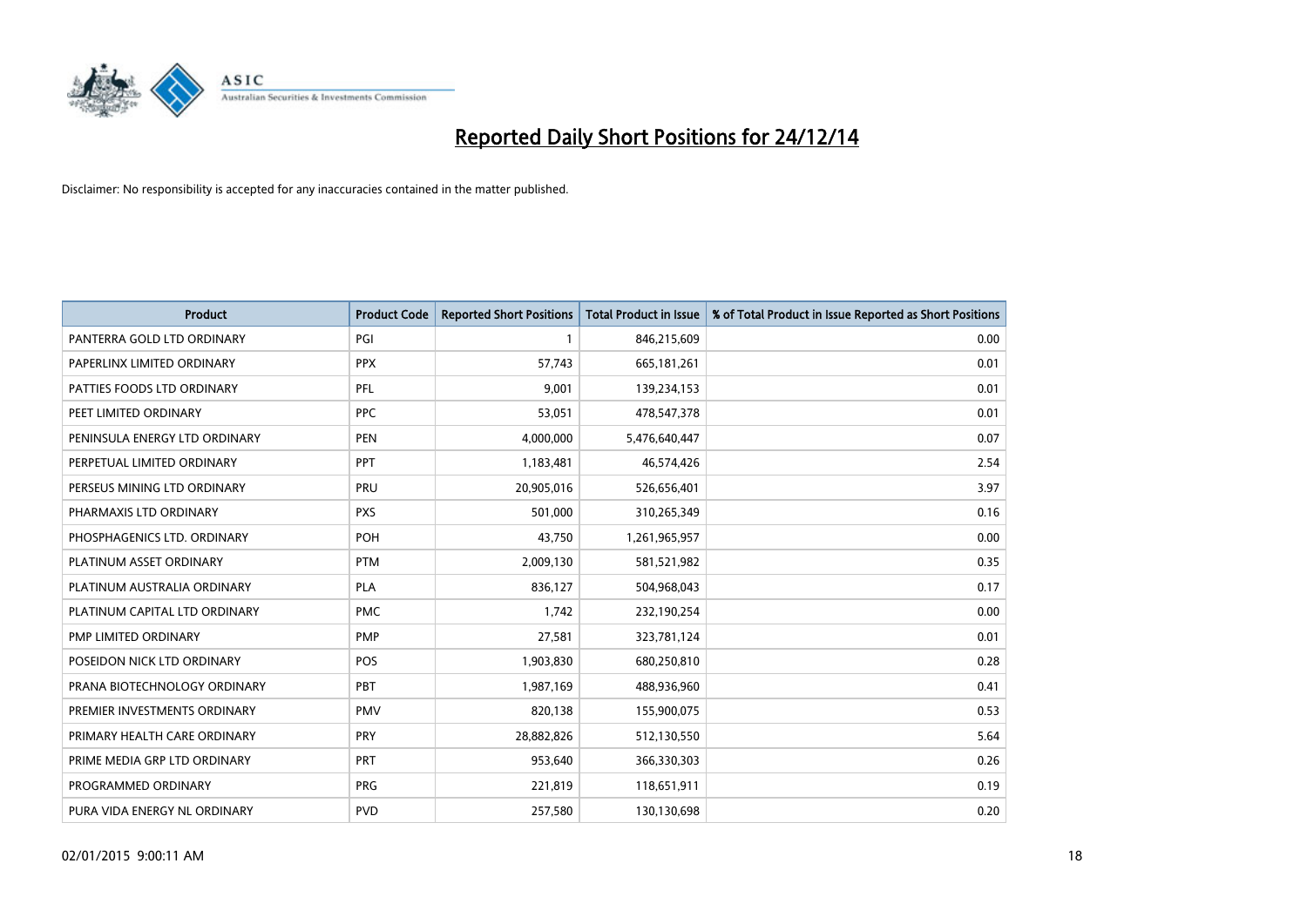# Reported Daily Short Positions for 24/12/14

Disclaimer: No responsibility is accepted for any inaccuracies contained in the matter published.

| Product | Product Code | Reported Short Positions | Total Product in Issue | % of Total Product in Issue Reported as Short Positions |
|---|---|---|---|---|
| PANTERRA GOLD LTD ORDINARY | PGI | 1 | 846,215,609 | 0.00 |
| PAPERLINX LIMITED ORDINARY | PPX | 57,743 | 665,181,261 | 0.01 |
| PATTIES FOODS LTD ORDINARY | PFL | 9,001 | 139,234,153 | 0.01 |
| PEET LIMITED ORDINARY | PPC | 53,051 | 478,547,378 | 0.01 |
| PENINSULA ENERGY LTD ORDINARY | PEN | 4,000,000 | 5,476,640,447 | 0.07 |
| PERPETUAL LIMITED ORDINARY | PPT | 1,183,481 | 46,574,426 | 2.54 |
| PERSEUS MINING LTD ORDINARY | PRU | 20,905,016 | 526,656,401 | 3.97 |
| PHARMAXIS LTD ORDINARY | PXS | 501,000 | 310,265,349 | 0.16 |
| PHOSPHAGENICS LTD. ORDINARY | POH | 43,750 | 1,261,965,957 | 0.00 |
| PLATINUM ASSET ORDINARY | PTM | 2,009,130 | 581,521,982 | 0.35 |
| PLATINUM AUSTRALIA ORDINARY | PLA | 836,127 | 504,968,043 | 0.17 |
| PLATINUM CAPITAL LTD ORDINARY | PMC | 1,742 | 232,190,254 | 0.00 |
| PMP LIMITED ORDINARY | PMP | 27,581 | 323,781,124 | 0.01 |
| POSEIDON NICK LTD ORDINARY | POS | 1,903,830 | 680,250,810 | 0.28 |
| PRANA BIOTECHNOLOGY ORDINARY | PBT | 1,987,169 | 488,936,960 | 0.41 |
| PREMIER INVESTMENTS ORDINARY | PMV | 820,138 | 155,900,075 | 0.53 |
| PRIMARY HEALTH CARE ORDINARY | PRY | 28,882,826 | 512,130,550 | 5.64 |
| PRIME MEDIA GRP LTD ORDINARY | PRT | 953,640 | 366,330,303 | 0.26 |
| PROGRAMMED ORDINARY | PRG | 221,819 | 118,651,911 | 0.19 |
| PURA VIDA ENERGY NL ORDINARY | PVD | 257,580 | 130,130,698 | 0.20 |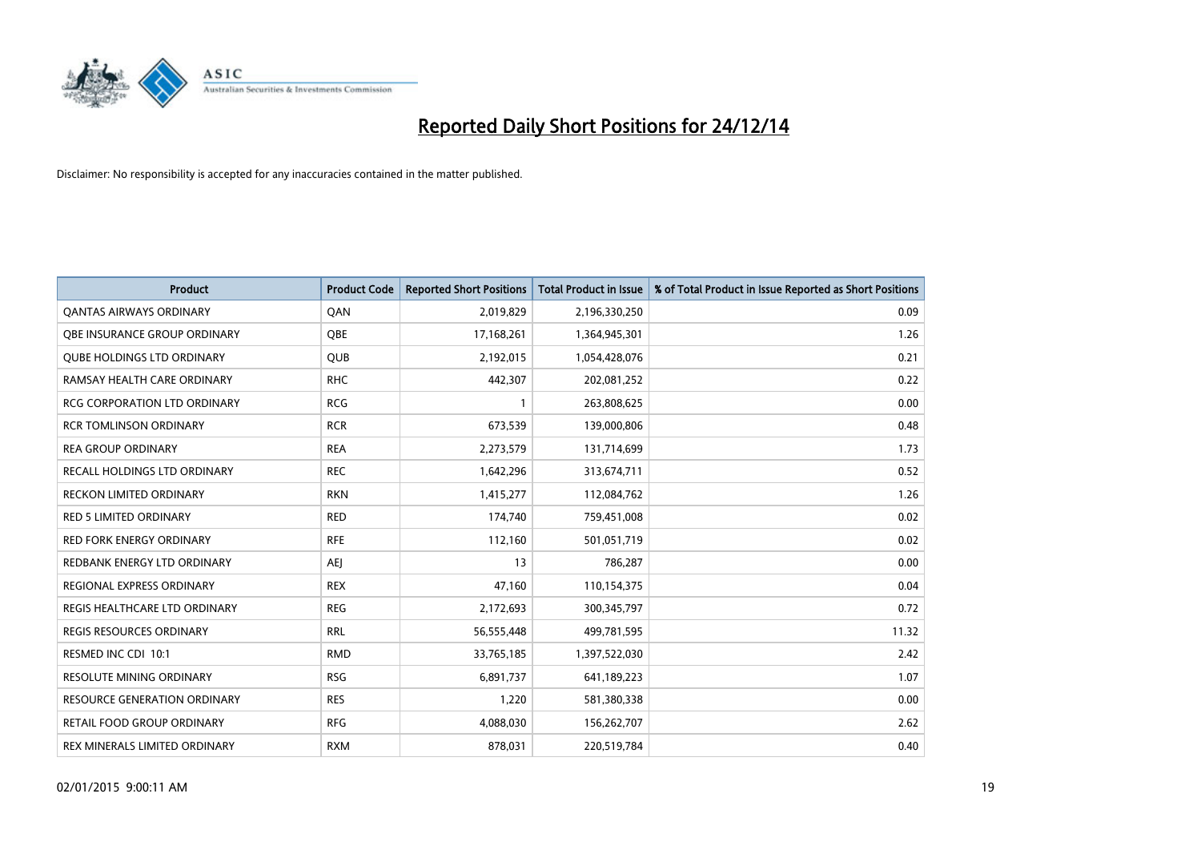# Reported Daily Short Positions for 24/12/14

Disclaimer: No responsibility is accepted for any inaccuracies contained in the matter published.

| Product | Product Code | Reported Short Positions | Total Product in Issue | % of Total Product in Issue Reported as Short Positions |
| --- | --- | --- | --- | --- |
| QANTAS AIRWAYS ORDINARY | QAN | 2,019,829 | 2,196,330,250 | 0.09 |
| QBE INSURANCE GROUP ORDINARY | QBE | 17,168,261 | 1,364,945,301 | 1.26 |
| QUBE HOLDINGS LTD ORDINARY | QUB | 2,192,015 | 1,054,428,076 | 0.21 |
| RAMSAY HEALTH CARE ORDINARY | RHC | 442,307 | 202,081,252 | 0.22 |
| RCG CORPORATION LTD ORDINARY | RCG | 1 | 263,808,625 | 0.00 |
| RCR TOMLINSON ORDINARY | RCR | 673,539 | 139,000,806 | 0.48 |
| REA GROUP ORDINARY | REA | 2,273,579 | 131,714,699 | 1.73 |
| RECALL HOLDINGS LTD ORDINARY | REC | 1,642,296 | 313,674,711 | 0.52 |
| RECKON LIMITED ORDINARY | RKN | 1,415,277 | 112,084,762 | 1.26 |
| RED 5 LIMITED ORDINARY | RED | 174,740 | 759,451,008 | 0.02 |
| RED FORK ENERGY ORDINARY | RFE | 112,160 | 501,051,719 | 0.02 |
| REDBANK ENERGY LTD ORDINARY | AEJ | 13 | 786,287 | 0.00 |
| REGIONAL EXPRESS ORDINARY | REX | 47,160 | 110,154,375 | 0.04 |
| REGIS HEALTHCARE LTD ORDINARY | REG | 2,172,693 | 300,345,797 | 0.72 |
| REGIS RESOURCES ORDINARY | RRL | 56,555,448 | 499,781,595 | 11.32 |
| RESMED INC CDI 10:1 | RMD | 33,765,185 | 1,397,522,030 | 2.42 |
| RESOLUTE MINING ORDINARY | RSG | 6,891,737 | 641,189,223 | 1.07 |
| RESOURCE GENERATION ORDINARY | RES | 1,220 | 581,380,338 | 0.00 |
| RETAIL FOOD GROUP ORDINARY | RFG | 4,088,030 | 156,262,707 | 2.62 |
| REX MINERALS LIMITED ORDINARY | RXM | 878,031 | 220,519,784 | 0.40 |

02/01/2015 9:00:11 AM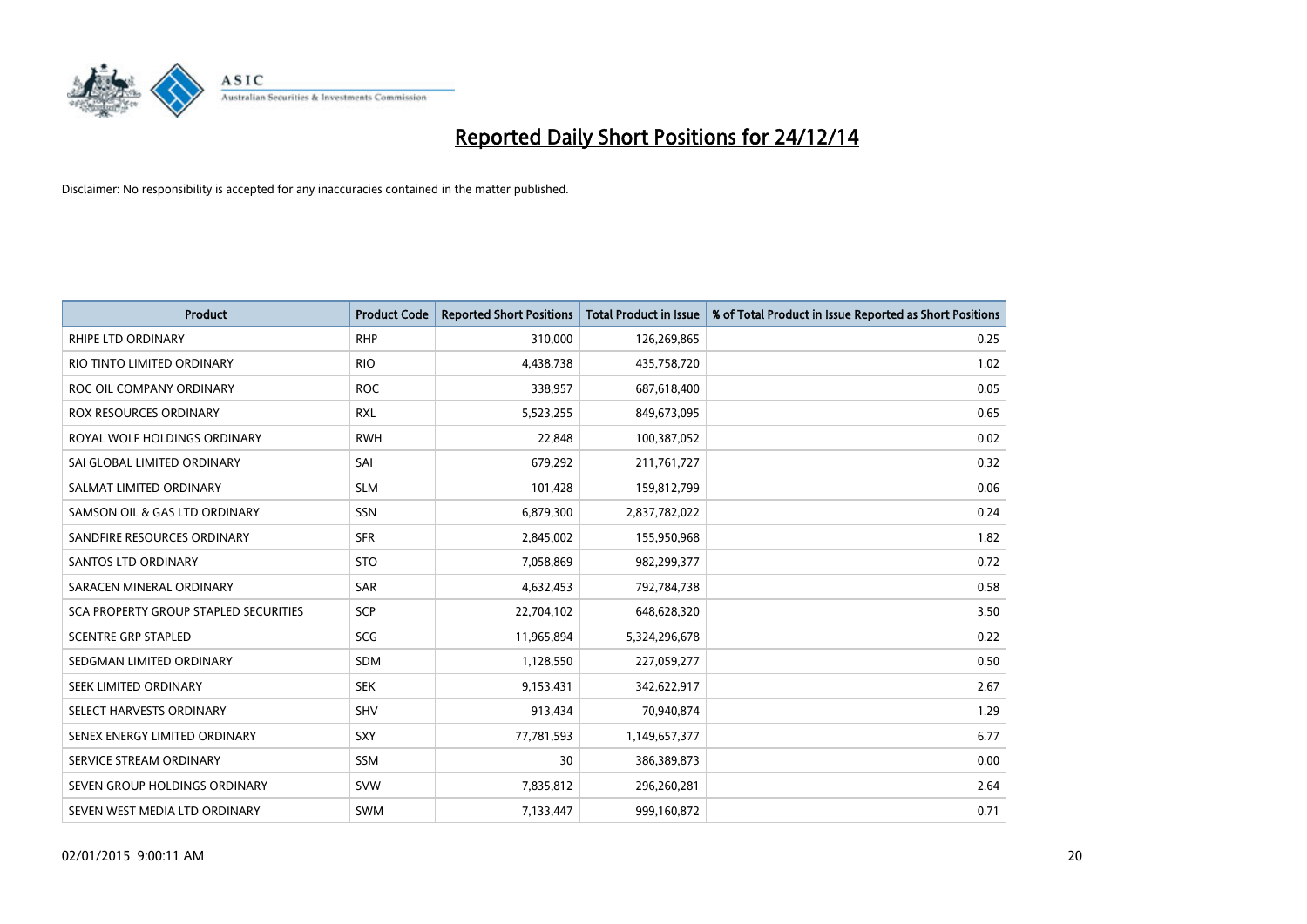# Reported Daily Short Positions for 24/12/14

Disclaimer: No responsibility is accepted for any inaccuracies contained in the matter published.

| Product | Product Code | Reported Short Positions | Total Product in Issue | % of Total Product in Issue Reported as Short Positions |
|---|---|---|---|---|
| RHIPE LTD ORDINARY | RHP | 310,000 | 126,269,865 | 0.25 |
| RIO TINTO LIMITED ORDINARY | RIO | 4,438,738 | 435,758,720 | 1.02 |
| ROC OIL COMPANY ORDINARY | ROC | 338,957 | 687,618,400 | 0.05 |
| ROX RESOURCES ORDINARY | RXL | 5,523,255 | 849,673,095 | 0.65 |
| ROYAL WOLF HOLDINGS ORDINARY | RWH | 22,848 | 100,387,052 | 0.02 |
| SAI GLOBAL LIMITED ORDINARY | SAI | 679,292 | 211,761,727 | 0.32 |
| SALMAT LIMITED ORDINARY | SLM | 101,428 | 159,812,799 | 0.06 |
| SAMSON OIL & GAS LTD ORDINARY | SSN | 6,879,300 | 2,837,782,022 | 0.24 |
| SANDFIRE RESOURCES ORDINARY | SFR | 2,845,002 | 155,950,968 | 1.82 |
| SANTOS LTD ORDINARY | STO | 7,058,869 | 982,299,377 | 0.72 |
| SARACEN MINERAL ORDINARY | SAR | 4,632,453 | 792,784,738 | 0.58 |
| SCA PROPERTY GROUP STAPLED SECURITIES | SCP | 22,704,102 | 648,628,320 | 3.50 |
| SCENTRE GRP STAPLED | SCG | 11,965,894 | 5,324,296,678 | 0.22 |
| SEDGMAN LIMITED ORDINARY | SDM | 1,128,550 | 227,059,277 | 0.50 |
| SEEK LIMITED ORDINARY | SEK | 9,153,431 | 342,622,917 | 2.67 |
| SELECT HARVESTS ORDINARY | SHV | 913,434 | 70,940,874 | 1.29 |
| SENEX ENERGY LIMITED ORDINARY | SXY | 77,781,593 | 1,149,657,377 | 6.77 |
| SERVICE STREAM ORDINARY | SSM | 30 | 386,389,873 | 0.00 |
| SEVEN GROUP HOLDINGS ORDINARY | SVW | 7,835,812 | 296,260,281 | 2.64 |
| SEVEN WEST MEDIA LTD ORDINARY | SWM | 7,133,447 | 999,160,872 | 0.71 |

02/01/2015 9:00:11 AM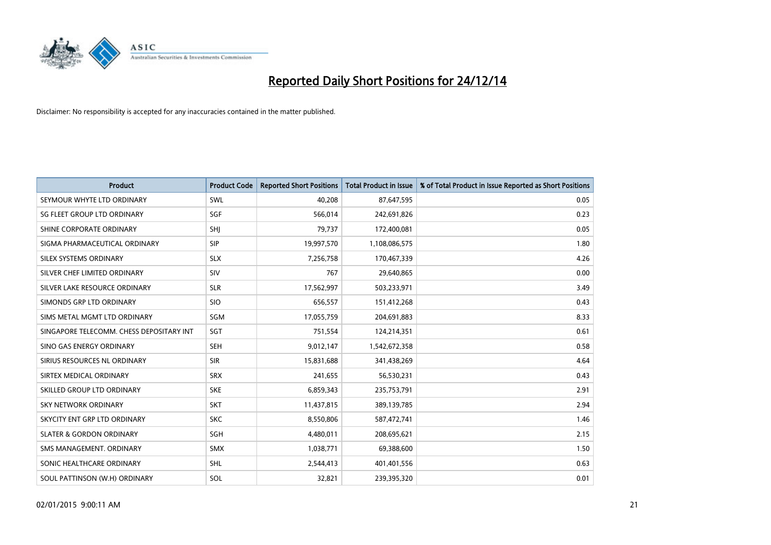# Reported Daily Short Positions for 24/12/14

Disclaimer: No responsibility is accepted for any inaccuracies contained in the matter published.

| Product | Product Code | Reported Short Positions | Total Product in Issue | % of Total Product in Issue Reported as Short Positions |
| --- | --- | --- | --- | --- |
| SEYMOUR WHYTE LTD ORDINARY | SWL | 40,208 | 87,647,595 | 0.05 |
| SG FLEET GROUP LTD ORDINARY | SGF | 566,014 | 242,691,826 | 0.23 |
| SHINE CORPORATE ORDINARY | SHJ | 79,737 | 172,400,081 | 0.05 |
| SIGMA PHARMACEUTICAL ORDINARY | SIP | 19,997,570 | 1,108,086,575 | 1.80 |
| SILEX SYSTEMS ORDINARY | SLX | 7,256,758 | 170,467,339 | 4.26 |
| SILVER CHEF LIMITED ORDINARY | SIV | 767 | 29,640,865 | 0.00 |
| SILVER LAKE RESOURCE ORDINARY | SLR | 17,562,997 | 503,233,971 | 3.49 |
| SIMONDS GRP LTD ORDINARY | SIO | 656,557 | 151,412,268 | 0.43 |
| SIMS METAL MGMT LTD ORDINARY | SGM | 17,055,759 | 204,691,883 | 8.33 |
| SINGAPORE TELECOMM. CHESS DEPOSITARY INT | SGT | 751,554 | 124,214,351 | 0.61 |
| SINO GAS ENERGY ORDINARY | SEH | 9,012,147 | 1,542,672,358 | 0.58 |
| SIRIUS RESOURCES NL ORDINARY | SIR | 15,831,688 | 341,438,269 | 4.64 |
| SIRTEX MEDICAL ORDINARY | SRX | 241,655 | 56,530,231 | 0.43 |
| SKILLED GROUP LTD ORDINARY | SKE | 6,859,343 | 235,753,791 | 2.91 |
| SKY NETWORK ORDINARY | SKT | 11,437,815 | 389,139,785 | 2.94 |
| SKYCITY ENT GRP LTD ORDINARY | SKC | 8,550,806 | 587,472,741 | 1.46 |
| SLATER & GORDON ORDINARY | SGH | 4,480,011 | 208,695,621 | 2.15 |
| SMS MANAGEMENT. ORDINARY | SMX | 1,038,771 | 69,388,600 | 1.50 |
| SONIC HEALTHCARE ORDINARY | SHL | 2,544,413 | 401,401,556 | 0.63 |
| SOUL PATTINSON (W.H) ORDINARY | SOL | 32,821 | 239,395,320 | 0.01 |

02/01/2015 9:00:11 AM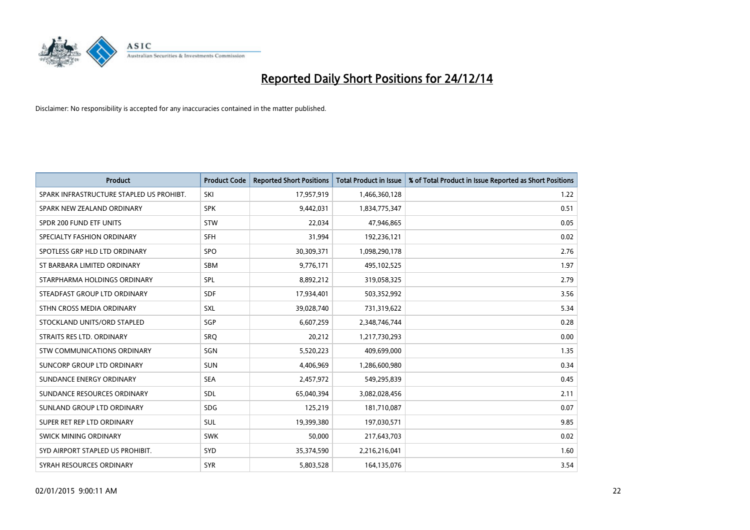# Reported Daily Short Positions for 24/12/14

Disclaimer: No responsibility is accepted for any inaccuracies contained in the matter published.

| Product | Product Code | Reported Short Positions | Total Product in Issue | % of Total Product in Issue Reported as Short Positions |
|---|---|---|---|---|
| SPARK INFRASTRUCTURE STAPLED US PROHIBT. | SKI | 17,957,919 | 1,466,360,128 | 1.22 |
| SPARK NEW ZEALAND ORDINARY | SPK | 9,442,031 | 1,834,775,347 | 0.51 |
| SPDR 200 FUND ETF UNITS | STW | 22,034 | 47,946,865 | 0.05 |
| SPECIALTY FASHION ORDINARY | SFH | 31,994 | 192,236,121 | 0.02 |
| SPOTLESS GRP HLD LTD ORDINARY | SPO | 30,309,371 | 1,098,290,178 | 2.76 |
| ST BARBARA LIMITED ORDINARY | SBM | 9,776,171 | 495,102,525 | 1.97 |
| STARPHARMA HOLDINGS ORDINARY | SPL | 8,892,212 | 319,058,325 | 2.79 |
| STEADFAST GROUP LTD ORDINARY | SDF | 17,934,401 | 503,352,992 | 3.56 |
| STHN CROSS MEDIA ORDINARY | SXL | 39,028,740 | 731,319,622 | 5.34 |
| STOCKLAND UNITS/ORD STAPLED | SGP | 6,607,259 | 2,348,746,744 | 0.28 |
| STRAITS RES LTD. ORDINARY | SRQ | 20,212 | 1,217,730,293 | 0.00 |
| STW COMMUNICATIONS ORDINARY | SGN | 5,520,223 | 409,699,000 | 1.35 |
| SUNCORP GROUP LTD ORDINARY | SUN | 4,406,969 | 1,286,600,980 | 0.34 |
| SUNDANCE ENERGY ORDINARY | SEA | 2,457,972 | 549,295,839 | 0.45 |
| SUNDANCE RESOURCES ORDINARY | SDL | 65,040,394 | 3,082,028,456 | 2.11 |
| SUNLAND GROUP LTD ORDINARY | SDG | 125,219 | 181,710,087 | 0.07 |
| SUPER RET REP LTD ORDINARY | SUL | 19,399,380 | 197,030,571 | 9.85 |
| SWICK MINING ORDINARY | SWK | 50,000 | 217,643,703 | 0.02 |
| SYD AIRPORT STAPLED US PROHIBIT. | SYD | 35,374,590 | 2,216,216,041 | 1.60 |
| SYRAH RESOURCES ORDINARY | SYR | 5,803,528 | 164,135,076 | 3.54 |

02/01/2015 9:00:11 AM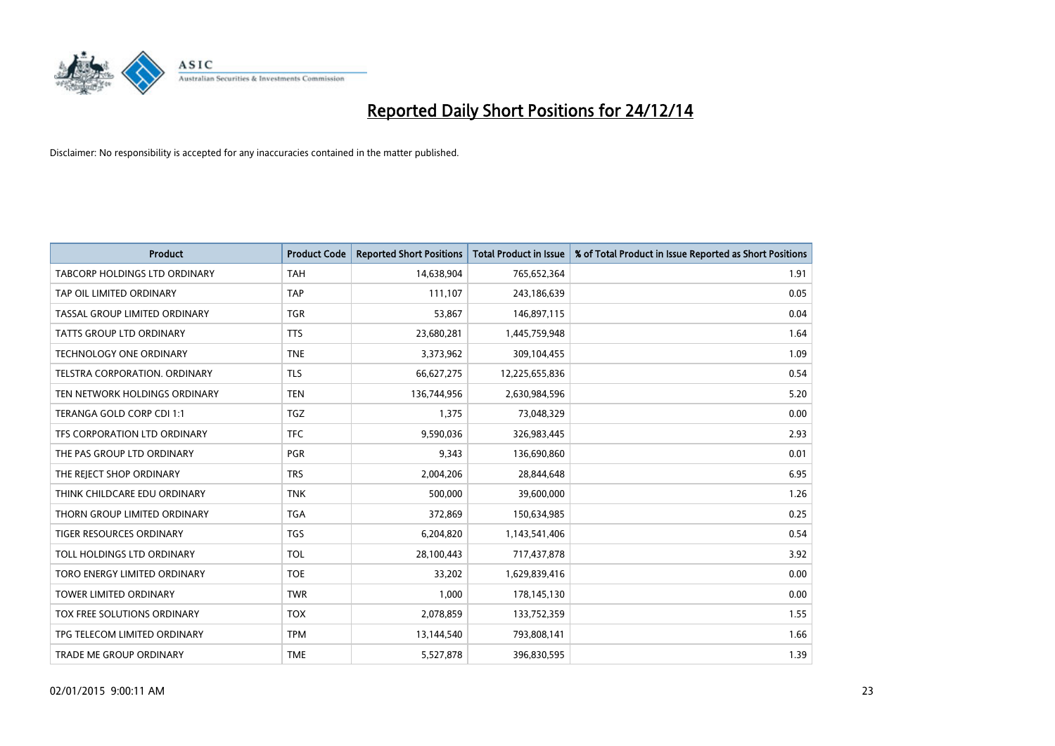# Reported Daily Short Positions for 24/12/14

Disclaimer: No responsibility is accepted for any inaccuracies contained in the matter published.

| Product | Product Code | Reported Short Positions | Total Product in Issue | % of Total Product in Issue Reported as Short Positions |
|---|---|---|---|---|
| TABCORP HOLDINGS LTD ORDINARY | TAH | 14,638,904 | 765,652,364 | 1.91 |
| TAP OIL LIMITED ORDINARY | TAP | 111,107 | 243,186,639 | 0.05 |
| TASSAL GROUP LIMITED ORDINARY | TGR | 53,867 | 146,897,115 | 0.04 |
| TATTS GROUP LTD ORDINARY | TTS | 23,680,281 | 1,445,759,948 | 1.64 |
| TECHNOLOGY ONE ORDINARY | TNE | 3,373,962 | 309,104,455 | 1.09 |
| TELSTRA CORPORATION. ORDINARY | TLS | 66,627,275 | 12,225,655,836 | 0.54 |
| TEN NETWORK HOLDINGS ORDINARY | TEN | 136,744,956 | 2,630,984,596 | 5.20 |
| TERANGA GOLD CORP CDI 1:1 | TGZ | 1,375 | 73,048,329 | 0.00 |
| TFS CORPORATION LTD ORDINARY | TFC | 9,590,036 | 326,983,445 | 2.93 |
| THE PAS GROUP LTD ORDINARY | PGR | 9,343 | 136,690,860 | 0.01 |
| THE REJECT SHOP ORDINARY | TRS | 2,004,206 | 28,844,648 | 6.95 |
| THINK CHILDCARE EDU ORDINARY | TNK | 500,000 | 39,600,000 | 1.26 |
| THORN GROUP LIMITED ORDINARY | TGA | 372,869 | 150,634,985 | 0.25 |
| TIGER RESOURCES ORDINARY | TGS | 6,204,820 | 1,143,541,406 | 0.54 |
| TOLL HOLDINGS LTD ORDINARY | TOL | 28,100,443 | 717,437,878 | 3.92 |
| TORO ENERGY LIMITED ORDINARY | TOE | 33,202 | 1,629,839,416 | 0.00 |
| TOWER LIMITED ORDINARY | TWR | 1,000 | 178,145,130 | 0.00 |
| TOX FREE SOLUTIONS ORDINARY | TOX | 2,078,859 | 133,752,359 | 1.55 |
| TPG TELECOM LIMITED ORDINARY | TPM | 13,144,540 | 793,808,141 | 1.66 |
| TRADE ME GROUP ORDINARY | TME | 5,527,878 | 396,830,595 | 1.39 |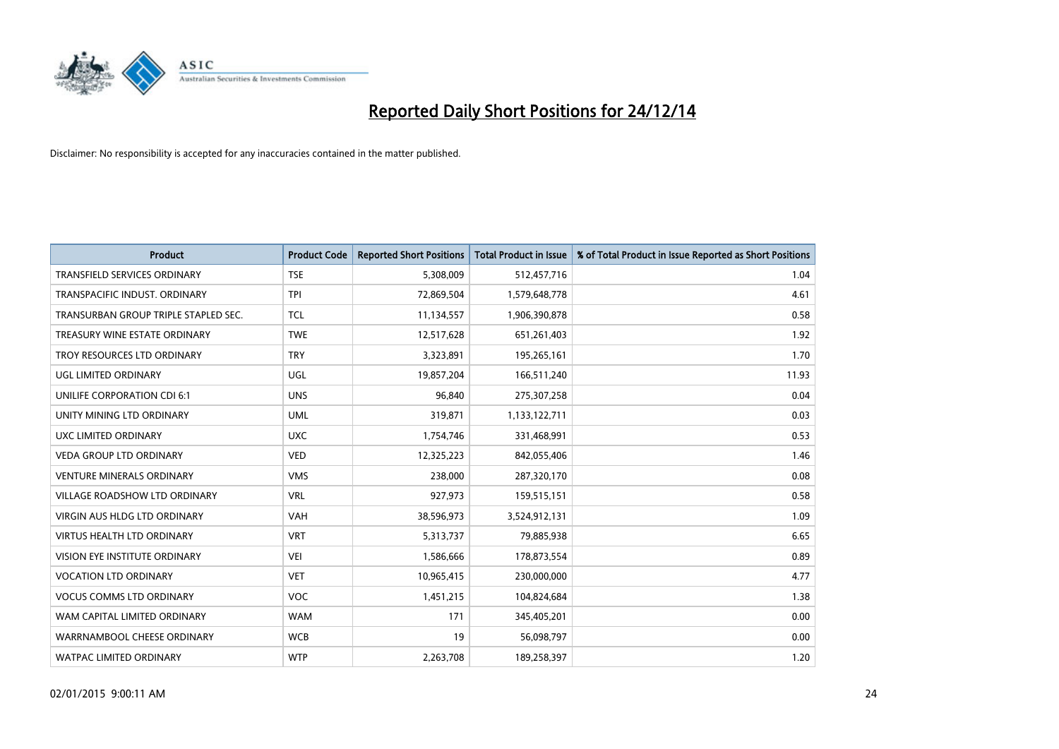# Reported Daily Short Positions for 24/12/14

Disclaimer: No responsibility is accepted for any inaccuracies contained in the matter published.

| Product | Product Code | Reported Short Positions | Total Product in Issue | % of Total Product in Issue Reported as Short Positions |
|---|---|---|---|---|
| TRANSFIELD SERVICES ORDINARY | TSE | 5,308,009 | 512,457,716 | 1.04 |
| TRANSPACIFIC INDUST. ORDINARY | TPI | 72,869,504 | 1,579,648,778 | 4.61 |
| TRANSURBAN GROUP TRIPLE STAPLED SEC. | TCL | 11,134,557 | 1,906,390,878 | 0.58 |
| TREASURY WINE ESTATE ORDINARY | TWE | 12,517,628 | 651,261,403 | 1.92 |
| TROY RESOURCES LTD ORDINARY | TRY | 3,323,891 | 195,265,161 | 1.70 |
| UGL LIMITED ORDINARY | UGL | 19,857,204 | 166,511,240 | 11.93 |
| UNILIFE CORPORATION CDI 6:1 | UNS | 96,840 | 275,307,258 | 0.04 |
| UNITY MINING LTD ORDINARY | UML | 319,871 | 1,133,122,711 | 0.03 |
| UXC LIMITED ORDINARY | UXC | 1,754,746 | 331,468,991 | 0.53 |
| VEDA GROUP LTD ORDINARY | VED | 12,325,223 | 842,055,406 | 1.46 |
| VENTURE MINERALS ORDINARY | VMS | 238,000 | 287,320,170 | 0.08 |
| VILLAGE ROADSHOW LTD ORDINARY | VRL | 927,973 | 159,515,151 | 0.58 |
| VIRGIN AUS HLDG LTD ORDINARY | VAH | 38,596,973 | 3,524,912,131 | 1.09 |
| VIRTUS HEALTH LTD ORDINARY | VRT | 5,313,737 | 79,885,938 | 6.65 |
| VISION EYE INSTITUTE ORDINARY | VEI | 1,586,666 | 178,873,554 | 0.89 |
| VOCATION LTD ORDINARY | VET | 10,965,415 | 230,000,000 | 4.77 |
| VOCUS COMMS LTD ORDINARY | VOC | 1,451,215 | 104,824,684 | 1.38 |
| WAM CAPITAL LIMITED ORDINARY | WAM | 171 | 345,405,201 | 0.00 |
| WARRNAMBOOL CHEESE ORDINARY | WCB | 19 | 56,098,797 | 0.00 |
| WATPAC LIMITED ORDINARY | WTP | 2,263,708 | 189,258,397 | 1.20 |

02/01/2015 9:00:11 AM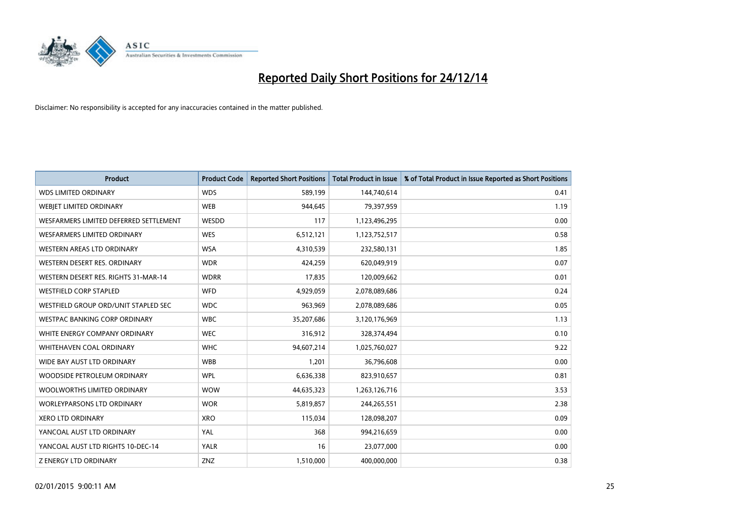# Reported Daily Short Positions for 24/12/14

Disclaimer: No responsibility is accepted for any inaccuracies contained in the matter published.

| Product | Product Code | Reported Short Positions | Total Product in Issue | % of Total Product in Issue Reported as Short Positions |
|---|---|---|---|---|
| WDS LIMITED ORDINARY | WDS | 589,199 | 144,740,614 | 0.41 |
| WEBJET LIMITED ORDINARY | WEB | 944,645 | 79,397,959 | 1.19 |
| WESFARMERS LIMITED DEFERRED SETTLEMENT | WESDD | 117 | 1,123,496,295 | 0.00 |
| WESFARMERS LIMITED ORDINARY | WES | 6,512,121 | 1,123,752,517 | 0.58 |
| WESTERN AREAS LTD ORDINARY | WSA | 4,310,539 | 232,580,131 | 1.85 |
| WESTERN DESERT RES. ORDINARY | WDR | 424,259 | 620,049,919 | 0.07 |
| WESTERN DESERT RES. RIGHTS 31-MAR-14 | WDRR | 17,835 | 120,009,662 | 0.01 |
| WESTFIELD CORP STAPLED | WFD | 4,929,059 | 2,078,089,686 | 0.24 |
| WESTFIELD GROUP ORD/UNIT STAPLED SEC | WDC | 963,969 | 2,078,089,686 | 0.05 |
| WESTPAC BANKING CORP ORDINARY | WBC | 35,207,686 | 3,120,176,969 | 1.13 |
| WHITE ENERGY COMPANY ORDINARY | WEC | 316,912 | 328,374,494 | 0.10 |
| WHITEHAVEN COAL ORDINARY | WHC | 94,607,214 | 1,025,760,027 | 9.22 |
| WIDE BAY AUST LTD ORDINARY | WBB | 1,201 | 36,796,608 | 0.00 |
| WOODSIDE PETROLEUM ORDINARY | WPL | 6,636,338 | 823,910,657 | 0.81 |
| WOOLWORTHS LIMITED ORDINARY | WOW | 44,635,323 | 1,263,126,716 | 3.53 |
| WORLEYPARSONS LTD ORDINARY | WOR | 5,819,857 | 244,265,551 | 2.38 |
| XERO LTD ORDINARY | XRO | 115,034 | 128,098,207 | 0.09 |
| YANCOAL AUST LTD ORDINARY | YAL | 368 | 994,216,659 | 0.00 |
| YANCOAL AUST LTD RIGHTS 10-DEC-14 | YALR | 16 | 23,077,000 | 0.00 |
| Z ENERGY LTD ORDINARY | ZNZ | 1,510,000 | 400,000,000 | 0.38 |

02/01/2015 9:00:11 AM